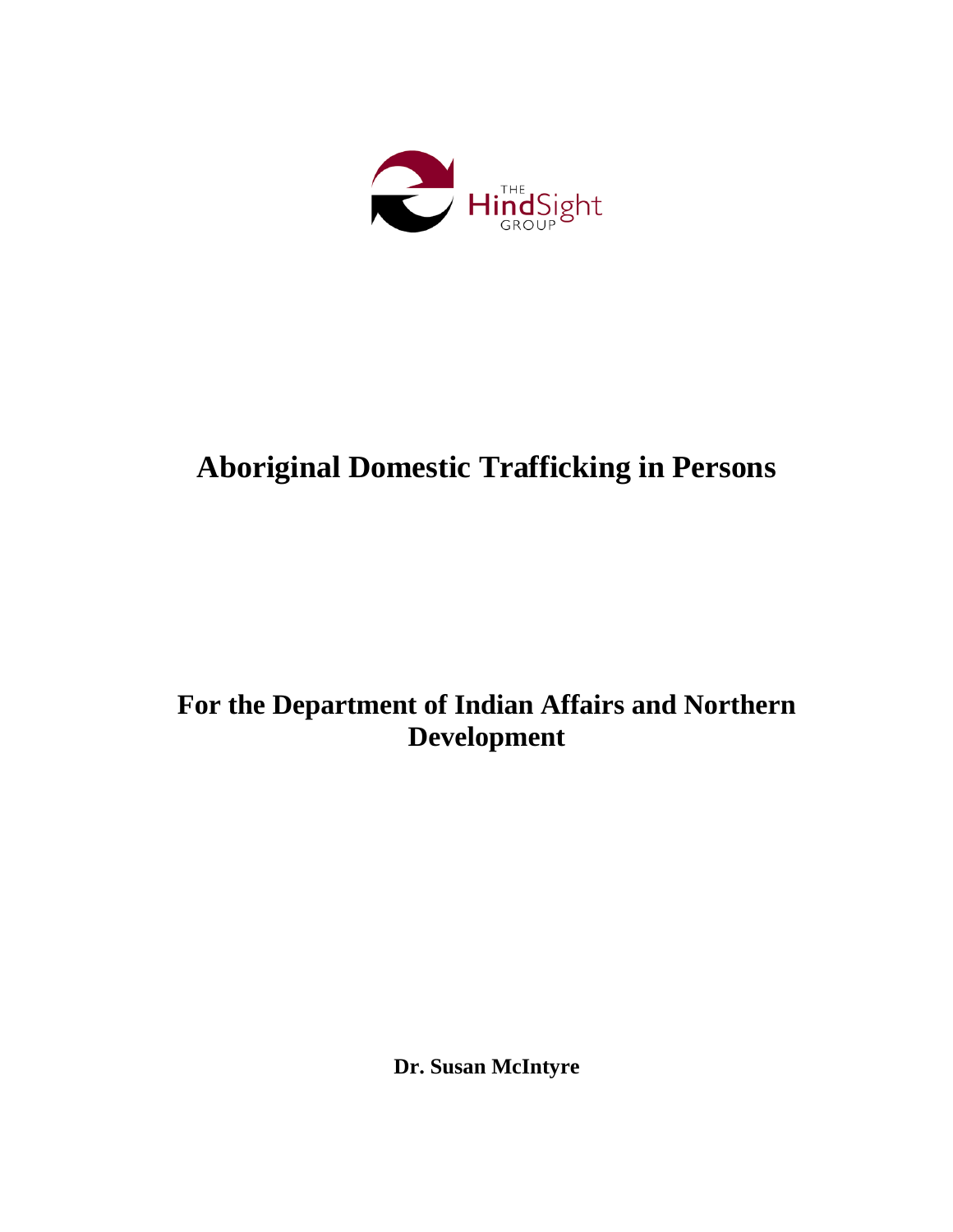THE HindSight GROUP

# Aboriginal Domestic Trafficking in Persons

## For the Department of Indian Affairs and Northern Development

**Dr. Susan McIntyre**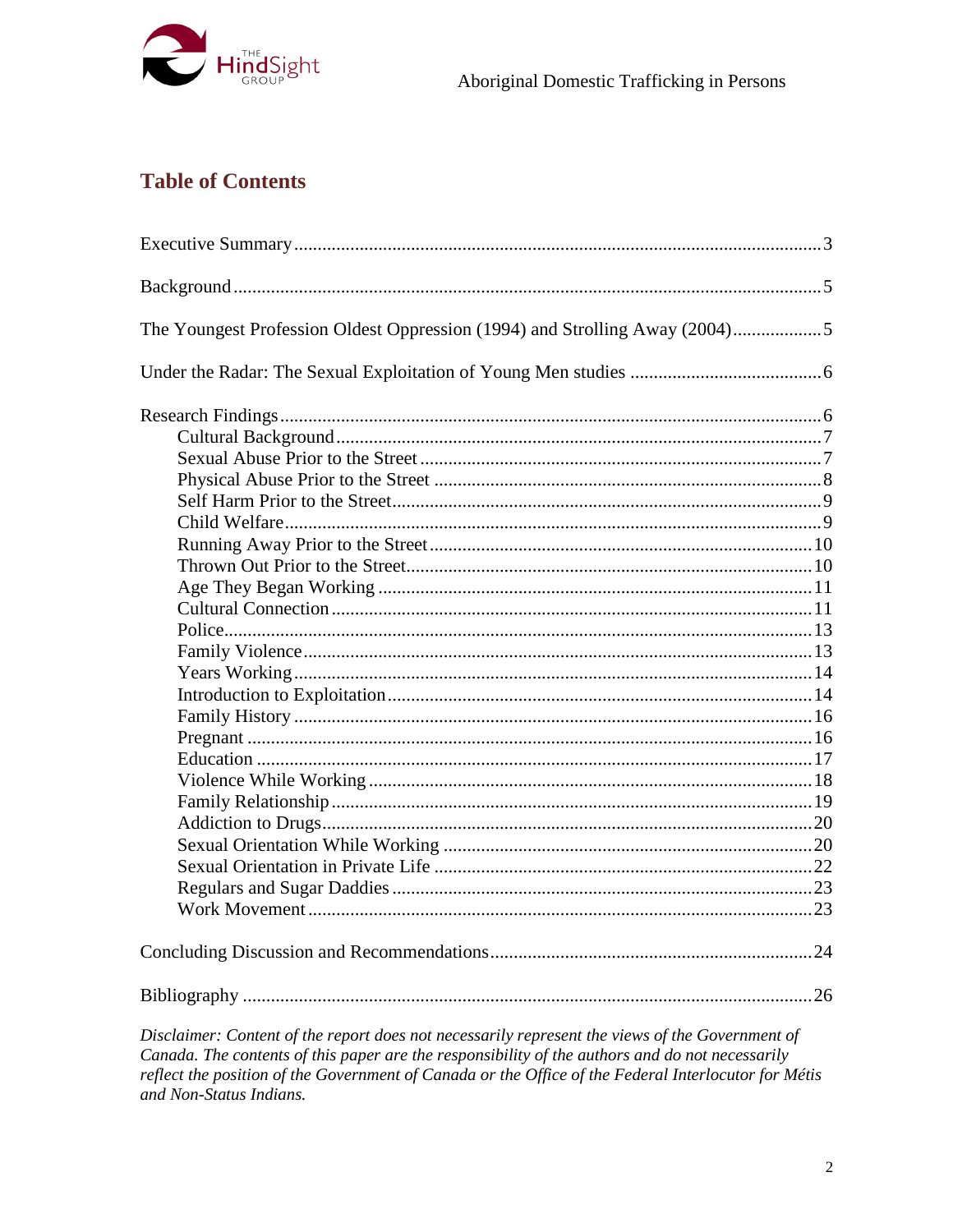## Table of Contents

| | |
|---|---|
| Executive Summary | 3 |
| Background | 5 |
| The Youngest Profession Oldest Oppression (1994) and Strolling Away (2004) | 5 |
| Under the Radar: The Sexual Exploitation of Young Men studies | 6 |
| Research Findings | 6 |
| Cultural Background | 7 |
| Sexual Abuse Prior to the Street | 7 |
| Physical Abuse Prior to the Street | 8 |
| Self Harm Prior to the Street | 9 |
| Child Welfare | 9 |
| Running Away Prior to the Street | 10 |
| Thrown Out Prior to the Street | 10 |
| Age They Began Working | 11 |
| Cultural Connection | 11 |
| Police | 13 |
| Family Violence | 13 |
| Years Working | 14 |
| Introduction to Exploitation | 14 |
| Family History | 16 |
| Pregnant | 16 |
| Education | 17 |
| Violence While Working | 18 |
| Family Relationship | 19 |
| Addiction to Drugs | 20 |
| Sexual Orientation While Working | 20 |
| Sexual Orientation in Private Life | 22 |
| Regulars and Sugar Daddies | 23 |
| Work Movement | 23 |
| Concluding Discussion and Recommendations | 24 |
| Bibliography | 26 |

*Disclaimer: Content of the report does not necessarily represent the views of the Government of Canada. The contents of this paper are the responsibility of the authors and do not necessarily reflect the position of the Government of Canada or the Office of the Federal Interlocutor for Métis and Non-Status Indians.*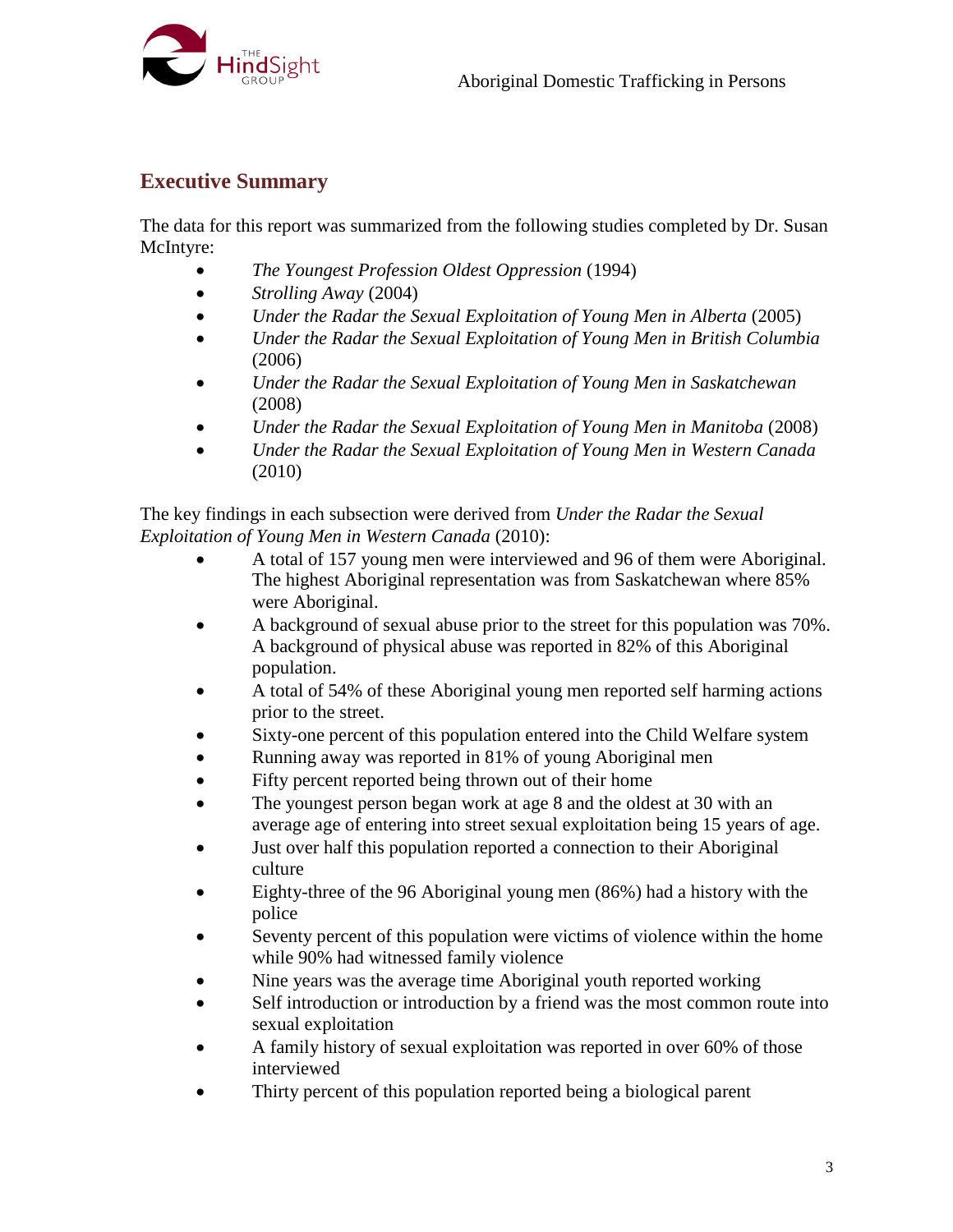## Executive Summary

The data for this report was summarized from the following studies completed by Dr. Susan McIntyre:

- *The Youngest Profession Oldest Oppression* (1994)
- *Strolling Away* (2004)
- *Under the Radar the Sexual Exploitation of Young Men in Alberta* (2005)
- *Under the Radar the Sexual Exploitation of Young Men in British Columbia* (2006)
- *Under the Radar the Sexual Exploitation of Young Men in Saskatchewan* (2008)
- *Under the Radar the Sexual Exploitation of Young Men in Manitoba* (2008)
- *Under the Radar the Sexual Exploitation of Young Men in Western Canada* (2010)

The key findings in each subsection were derived from *Under the Radar the Sexual Exploitation of Young Men in Western Canada* (2010):

- A total of 157 young men were interviewed and 96 of them were Aboriginal. The highest Aboriginal representation was from Saskatchewan where 85% were Aboriginal.
- A background of sexual abuse prior to the street for this population was 70%. A background of physical abuse was reported in 82% of this Aboriginal population.
- A total of 54% of these Aboriginal young men reported self harming actions prior to the street.
- Sixty-one percent of this population entered into the Child Welfare system
- Running away was reported in 81% of young Aboriginal men
- Fifty percent reported being thrown out of their home
- The youngest person began work at age 8 and the oldest at 30 with an average age of entering into street sexual exploitation being 15 years of age.
- Just over half this population reported a connection to their Aboriginal culture
- Eighty-three of the 96 Aboriginal young men (86%) had a history with the police
- Seventy percent of this population were victims of violence within the home while 90% had witnessed family violence
- Nine years was the average time Aboriginal youth reported working
- Self introduction or introduction by a friend was the most common route into sexual exploitation
- A family history of sexual exploitation was reported in over 60% of those interviewed
- Thirty percent of this population reported being a biological parent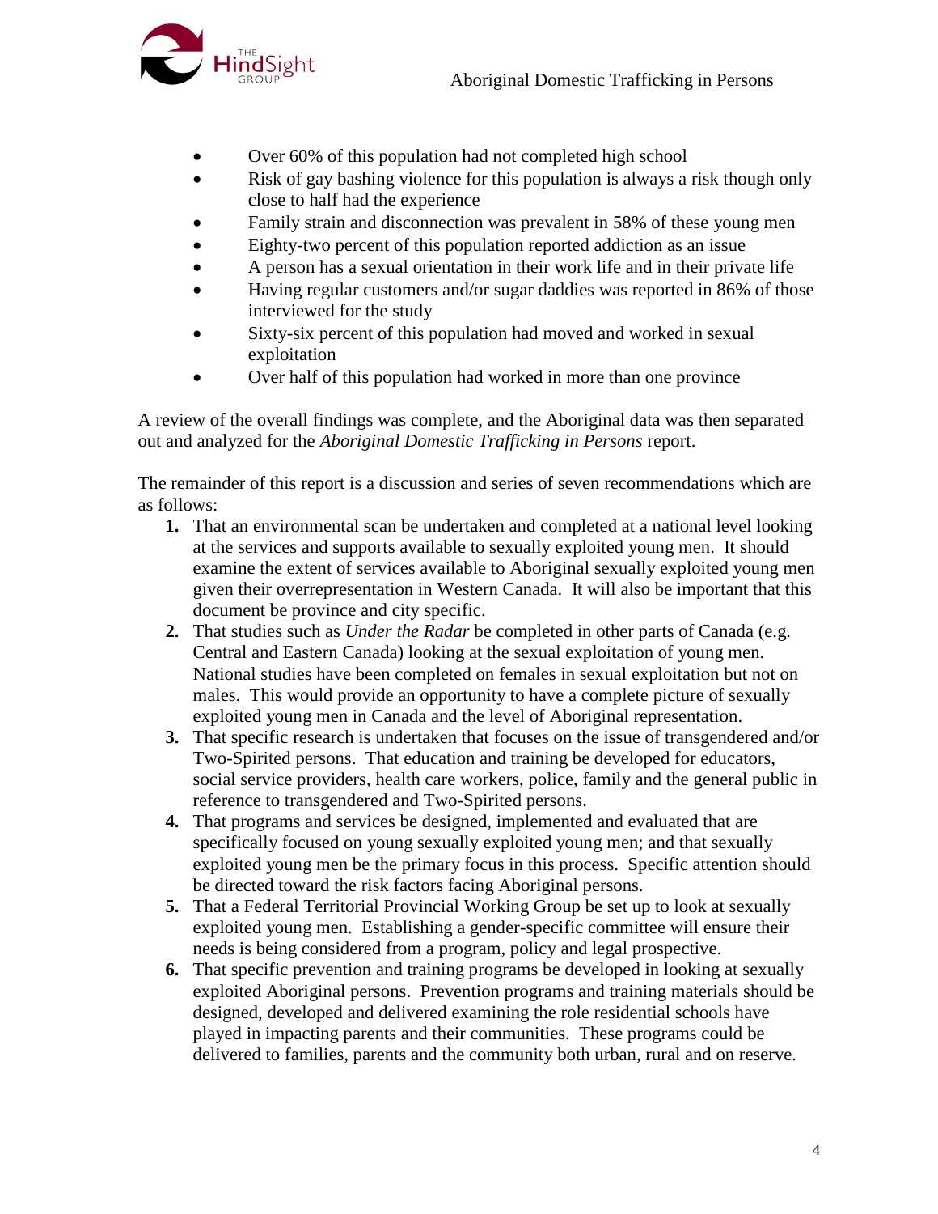- Over 60% of this population had not completed high school
- Risk of gay bashing violence for this population is always a risk though only close to half had the experience
- Family strain and disconnection was prevalent in 58% of these young men
- Eighty-two percent of this population reported addiction as an issue
- A person has a sexual orientation in their work life and in their private life
- Having regular customers and/or sugar daddies was reported in 86% of those interviewed for the study
- Sixty-six percent of this population had moved and worked in sexual exploitation
- Over half of this population had worked in more than one province

A review of the overall findings was complete, and the Aboriginal data was then separated out and analyzed for the *Aboriginal Domestic Trafficking in Persons* report.

The remainder of this report is a discussion and series of seven recommendations which are as follows:

1. That an environmental scan be undertaken and completed at a national level looking at the services and supports available to sexually exploited young men. It should examine the extent of services available to Aboriginal sexually exploited young men given their overrepresentation in Western Canada. It will also be important that this document be province and city specific.
2. That studies such as *Under the Radar* be completed in other parts of Canada (e.g. Central and Eastern Canada) looking at the sexual exploitation of young men. National studies have been completed on females in sexual exploitation but not on males. This would provide an opportunity to have a complete picture of sexually exploited young men in Canada and the level of Aboriginal representation.
3. That specific research is undertaken that focuses on the issue of transgendered and/or Two-Spirited persons. That education and training be developed for educators, social service providers, health care workers, police, family and the general public in reference to transgendered and Two-Spirited persons.
4. That programs and services be designed, implemented and evaluated that are specifically focused on young sexually exploited young men; and that sexually exploited young men be the primary focus in this process. Specific attention should be directed toward the risk factors facing Aboriginal persons.
5. That a Federal Territorial Provincial Working Group be set up to look at sexually exploited young men. Establishing a gender-specific committee will ensure their needs is being considered from a program, policy and legal prospective.
6. That specific prevention and training programs be developed in looking at sexually exploited Aboriginal persons. Prevention programs and training materials should be designed, developed and delivered examining the role residential schools have played in impacting parents and their communities. These programs could be delivered to families, parents and the community both urban, rural and on reserve.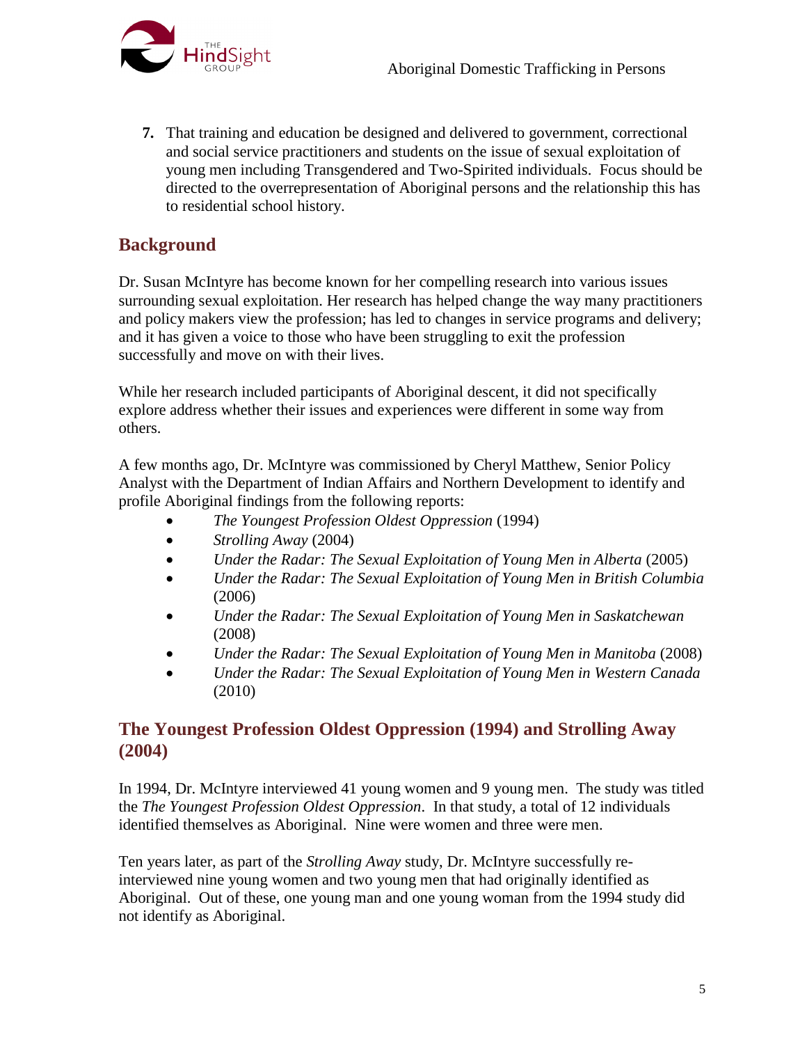7. That training and education be designed and delivered to government, correctional and social service practitioners and students on the issue of sexual exploitation of young men including Transgendered and Two-Spirited individuals. Focus should be directed to the overrepresentation of Aboriginal persons and the relationship this has to residential school history.

## Background

Dr. Susan McIntyre has become known for her compelling research into various issues surrounding sexual exploitation. Her research has helped change the way many practitioners and policy makers view the profession; has led to changes in service programs and delivery; and it has given a voice to those who have been struggling to exit the profession successfully and move on with their lives.

While her research included participants of Aboriginal descent, it did not specifically explore address whether their issues and experiences were different in some way from others.

A few months ago, Dr. McIntyre was commissioned by Cheryl Matthew, Senior Policy Analyst with the Department of Indian Affairs and Northern Development to identify and profile Aboriginal findings from the following reports:

- *The Youngest Profession Oldest Oppression* (1994)
- *Strolling Away* (2004)
- *Under the Radar: The Sexual Exploitation of Young Men in Alberta* (2005)
- *Under the Radar: The Sexual Exploitation of Young Men in British Columbia* (2006)
- *Under the Radar: The Sexual Exploitation of Young Men in Saskatchewan* (2008)
- *Under the Radar: The Sexual Exploitation of Young Men in Manitoba* (2008)
- *Under the Radar: The Sexual Exploitation of Young Men in Western Canada* (2010)

## The Youngest Profession Oldest Oppression (1994) and Strolling Away (2004)

In 1994, Dr. McIntyre interviewed 41 young women and 9 young men. The study was titled the *The Youngest Profession Oldest Oppression*. In that study, a total of 12 individuals identified themselves as Aboriginal. Nine were women and three were men.

Ten years later, as part of the *Strolling Away* study, Dr. McIntyre successfully re-interviewed nine young women and two young men that had originally identified as Aboriginal. Out of these, one young man and one young woman from the 1994 study did not identify as Aboriginal.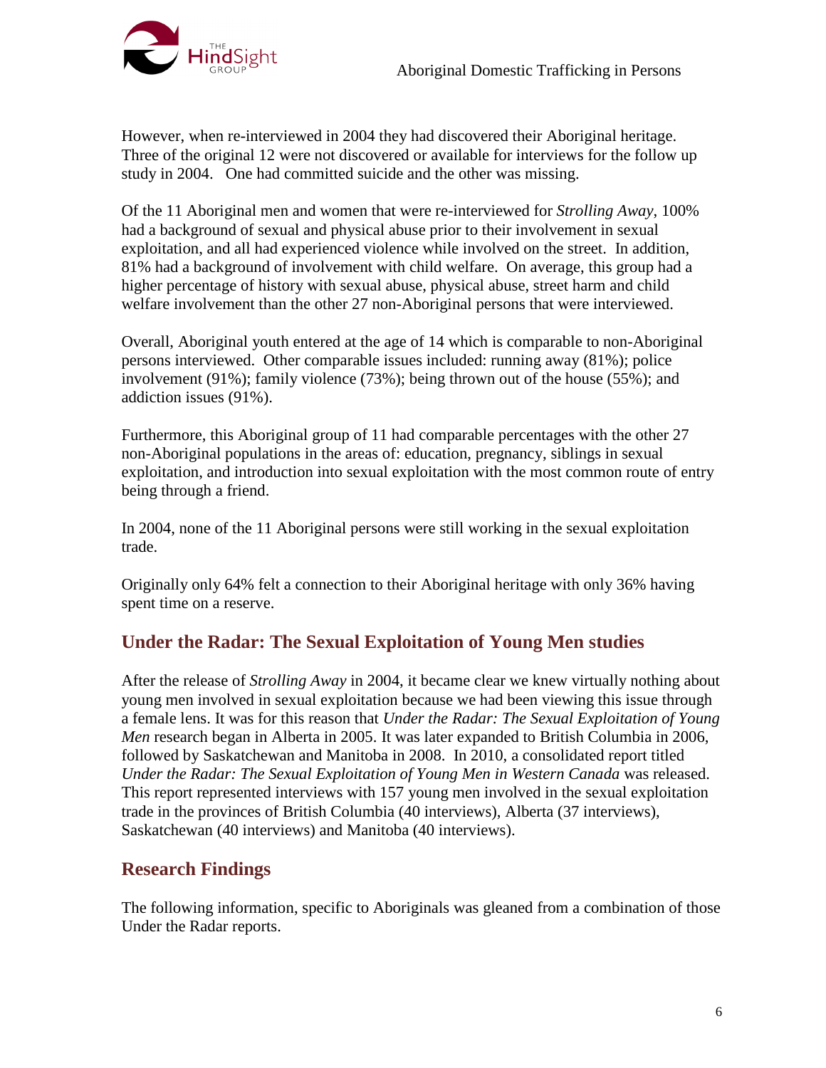However, when re-interviewed in 2004 they had discovered their Aboriginal heritage. Three of the original 12 were not discovered or available for interviews for the follow up study in 2004. One had committed suicide and the other was missing.

Of the 11 Aboriginal men and women that were re-interviewed for *Strolling Away*, 100% had a background of sexual and physical abuse prior to their involvement in sexual exploitation, and all had experienced violence while involved on the street. In addition, 81% had a background of involvement with child welfare. On average, this group had a higher percentage of history with sexual abuse, physical abuse, street harm and child welfare involvement than the other 27 non-Aboriginal persons that were interviewed.

Overall, Aboriginal youth entered at the age of 14 which is comparable to non-Aboriginal persons interviewed. Other comparable issues included: running away (81%); police involvement (91%); family violence (73%); being thrown out of the house (55%); and addiction issues (91%).

Furthermore, this Aboriginal group of 11 had comparable percentages with the other 27 non-Aboriginal populations in the areas of: education, pregnancy, siblings in sexual exploitation, and introduction into sexual exploitation with the most common route of entry being through a friend.

In 2004, none of the 11 Aboriginal persons were still working in the sexual exploitation trade.

Originally only 64% felt a connection to their Aboriginal heritage with only 36% having spent time on a reserve.

## Under the Radar: The Sexual Exploitation of Young Men studies

After the release of *Strolling Away* in 2004, it became clear we knew virtually nothing about young men involved in sexual exploitation because we had been viewing this issue through a female lens. It was for this reason that *Under the Radar: The Sexual Exploitation of Young Men* research began in Alberta in 2005. It was later expanded to British Columbia in 2006, followed by Saskatchewan and Manitoba in 2008. In 2010, a consolidated report titled *Under the Radar: The Sexual Exploitation of Young Men in Western Canada* was released. This report represented interviews with 157 young men involved in the sexual exploitation trade in the provinces of British Columbia (40 interviews), Alberta (37 interviews), Saskatchewan (40 interviews) and Manitoba (40 interviews).

## Research Findings

The following information, specific to Aboriginals was gleaned from a combination of those Under the Radar reports.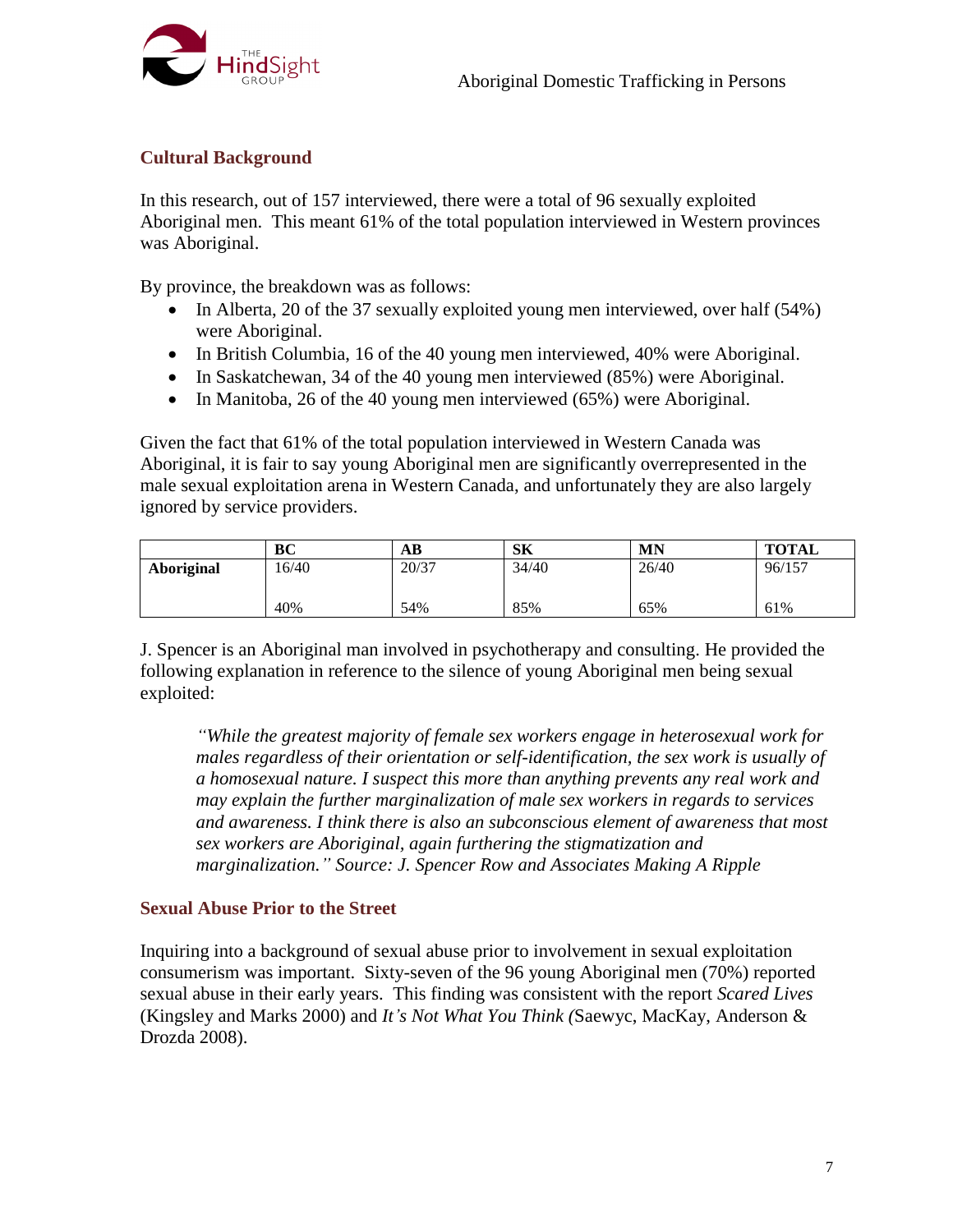## Cultural Background

In this research, out of 157 interviewed, there were a total of 96 sexually exploited Aboriginal men. This meant 61% of the total population interviewed in Western provinces was Aboriginal.

By province, the breakdown was as follows:

- In Alberta, 20 of the 37 sexually exploited young men interviewed, over half (54%) were Aboriginal.
- In British Columbia, 16 of the 40 young men interviewed, 40% were Aboriginal.
- In Saskatchewan, 34 of the 40 young men interviewed (85%) were Aboriginal.
- In Manitoba, 26 of the 40 young men interviewed (65%) were Aboriginal.

Given the fact that 61% of the total population interviewed in Western Canada was Aboriginal, it is fair to say young Aboriginal men are significantly overrepresented in the male sexual exploitation arena in Western Canada, and unfortunately they are also largely ignored by service providers.

| | BC | AB | SK | MN | TOTAL |
|---|---|---|---|---|---|
| **Aboriginal** | 16/40<br><br>40% | 20/37<br><br>54% | 34/40<br><br>85% | 26/40<br><br>65% | 96/157<br><br>61% |

J. Spencer is an Aboriginal man involved in psychotherapy and consulting. He provided the following explanation in reference to the silence of young Aboriginal men being sexual exploited:

> *"While the greatest majority of female sex workers engage in heterosexual work for males regardless of their orientation or self-identification, the sex work is usually of a homosexual nature. I suspect this more than anything prevents any real work and may explain the further marginalization of male sex workers in regards to services and awareness. I think there is also an subconscious element of awareness that most sex workers are Aboriginal, again furthering the stigmatization and marginalization." Source: J. Spencer Row and Associates Making A Ripple*

## Sexual Abuse Prior to the Street

Inquiring into a background of sexual abuse prior to involvement in sexual exploitation consumerism was important. Sixty-seven of the 96 young Aboriginal men (70%) reported sexual abuse in their early years. This finding was consistent with the report *Scared Lives* (Kingsley and Marks 2000) and *It's Not What You Think (*Saewyc, MacKay, Anderson & Drozda 2008).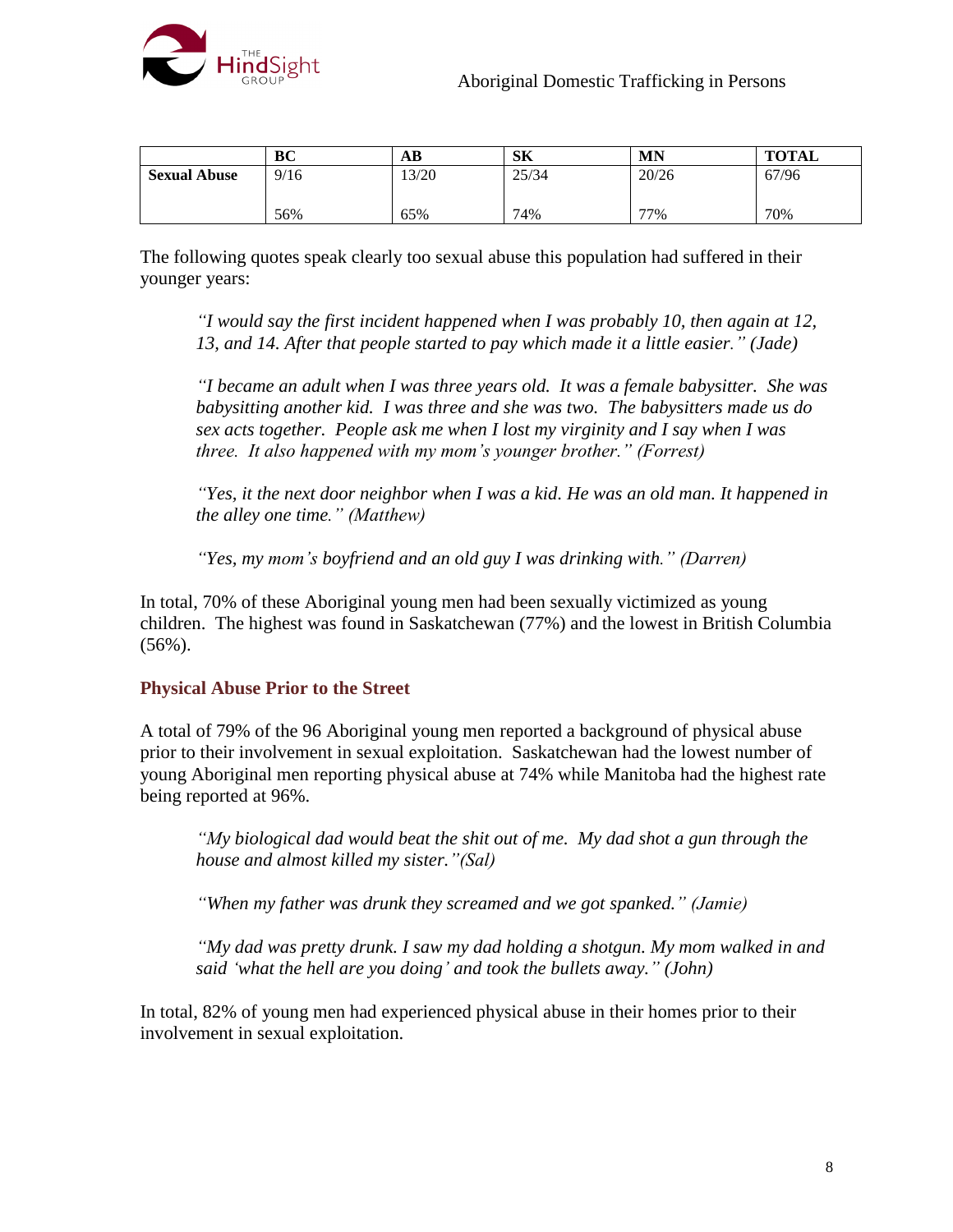|  | BC | AB | SK | MN | TOTAL |
|---|---|---|---|---|---|
| **Sexual Abuse** | 9/16<br><br>56% | 13/20<br><br>65% | 25/34<br><br>74% | 20/26<br><br>77% | 67/96<br><br>70% |

The following quotes speak clearly too sexual abuse this population had suffered in their younger years:

> *"I would say the first incident happened when I was probably 10, then again at 12, 13, and 14. After that people started to pay which made it a little easier." (Jade)*

> *"I became an adult when I was three years old. It was a female babysitter. She was babysitting another kid. I was three and she was two. The babysitters made us do sex acts together. People ask me when I lost my virginity and I say when I was three. It also happened with my mom's younger brother." (Forrest)*

> *"Yes, it the next door neighbor when I was a kid. He was an old man. It happened in the alley one time." (Matthew)*

> *"Yes, my mom's boyfriend and an old guy I was drinking with." (Darren)*

In total, 70% of these Aboriginal young men had been sexually victimized as young children. The highest was found in Saskatchewan (77%) and the lowest in British Columbia (56%).

### Physical Abuse Prior to the Street

A total of 79% of the 96 Aboriginal young men reported a background of physical abuse prior to their involvement in sexual exploitation. Saskatchewan had the lowest number of young Aboriginal men reporting physical abuse at 74% while Manitoba had the highest rate being reported at 96%.

> *"My biological dad would beat the shit out of me. My dad shot a gun through the house and almost killed my sister."(Sal)*

> *"When my father was drunk they screamed and we got spanked." (Jamie)*

> *"My dad was pretty drunk. I saw my dad holding a shotgun. My mom walked in and said 'what the hell are you doing' and took the bullets away." (John)*

In total, 82% of young men had experienced physical abuse in their homes prior to their involvement in sexual exploitation.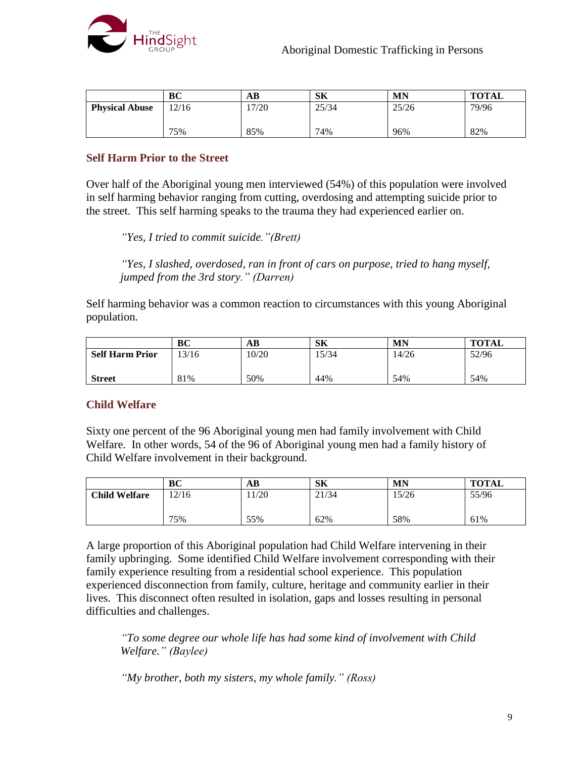| | BC | AB | SK | MN | TOTAL |
|---|---|---|---|---|---|
| **Physical Abuse** | 12/16<br><br>75% | 17/20<br><br>85% | 25/34<br><br>74% | 25/26<br><br>96% | 79/96<br><br>82% |

### Self Harm Prior to the Street

Over half of the Aboriginal young men interviewed (54%) of this population were involved in self harming behavior ranging from cutting, overdosing and attempting suicide prior to the street. This self harming speaks to the trauma they had experienced earlier on.

> *"Yes, I tried to commit suicide."(Brett)*
>
> *"Yes, I slashed, overdosed, ran in front of cars on purpose, tried to hang myself, jumped from the 3rd story." (Darren)*

Self harming behavior was a common reaction to circumstances with this young Aboriginal population.

| | BC | AB | SK | MN | TOTAL |
|---|---|---|---|---|---|
| **Self Harm Prior**<br><br>**Street** | 13/16<br><br>81% | 10/20<br><br>50% | 15/34<br><br>44% | 14/26<br><br>54% | 52/96<br><br>54% |

### Child Welfare

Sixty one percent of the 96 Aboriginal young men had family involvement with Child Welfare. In other words, 54 of the 96 of Aboriginal young men had a family history of Child Welfare involvement in their background.

| | BC | AB | SK | MN | TOTAL |
|---|---|---|---|---|---|
| **Child Welfare** | 12/16<br><br>75% | 11/20<br><br>55% | 21/34<br><br>62% | 15/26<br><br>58% | 55/96<br><br>61% |

A large proportion of this Aboriginal population had Child Welfare intervening in their family upbringing. Some identified Child Welfare involvement corresponding with their family experience resulting from a residential school experience. This population experienced disconnection from family, culture, heritage and community earlier in their lives. This disconnect often resulted in isolation, gaps and losses resulting in personal difficulties and challenges.

> *"To some degree our whole life has had some kind of involvement with Child Welfare." (Baylee)*
>
> *"My brother, both my sisters, my whole family." (Ross)*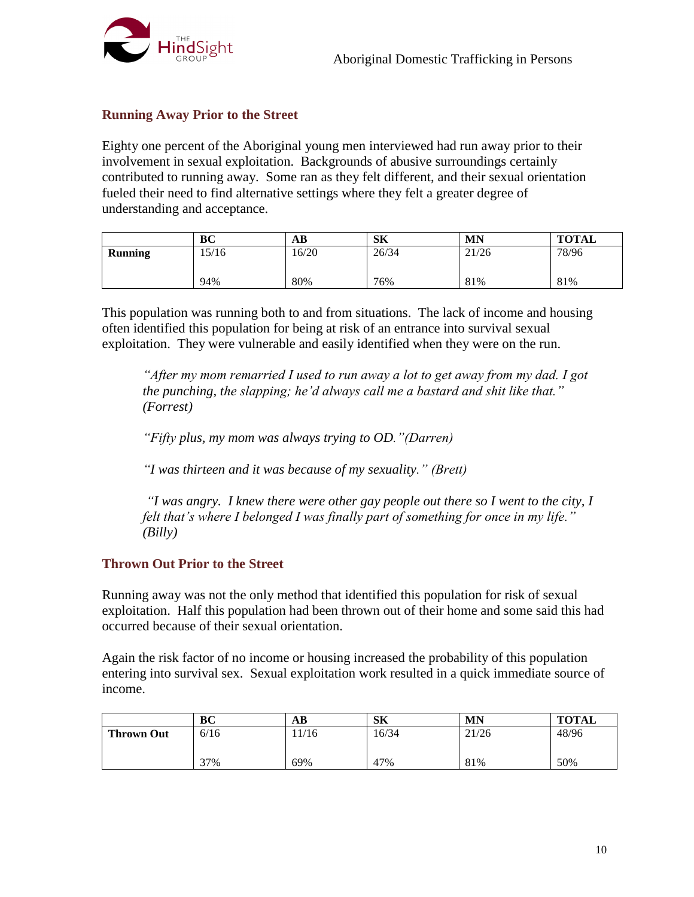## Running Away Prior to the Street

Eighty one percent of the Aboriginal young men interviewed had run away prior to their involvement in sexual exploitation. Backgrounds of abusive surroundings certainly contributed to running away. Some ran as they felt different, and their sexual orientation fueled their need to find alternative settings where they felt a greater degree of understanding and acceptance.

| | BC | AB | SK | MN | TOTAL |
|---|---|---|---|---|---|
| **Running** | 15/16<br><br>94% | 16/20<br><br>80% | 26/34<br><br>76% | 21/26<br><br>81% | 78/96<br><br>81% |

This population was running both to and from situations. The lack of income and housing often identified this population for being at risk of an entrance into survival sexual exploitation. They were vulnerable and easily identified when they were on the run.

> *"After my mom remarried I used to run away a lot to get away from my dad. I got the punching, the slapping; he'd always call me a bastard and shit like that." (Forrest)*
>
> *"Fifty plus, my mom was always trying to OD."(Darren)*
>
> *"I was thirteen and it was because of my sexuality." (Brett)*
>
> *"I was angry. I knew there were other gay people out there so I went to the city, I felt that's where I belonged I was finally part of something for once in my life." (Billy)*

## Thrown Out Prior to the Street

Running away was not the only method that identified this population for risk of sexual exploitation. Half this population had been thrown out of their home and some said this had occurred because of their sexual orientation.

Again the risk factor of no income or housing increased the probability of this population entering into survival sex. Sexual exploitation work resulted in a quick immediate source of income.

| | BC | AB | SK | MN | TOTAL |
|---|---|---|---|---|---|
| **Thrown Out** | 6/16<br><br>37% | 11/16<br><br>69% | 16/34<br><br>47% | 21/26<br><br>81% | 48/96<br><br>50% |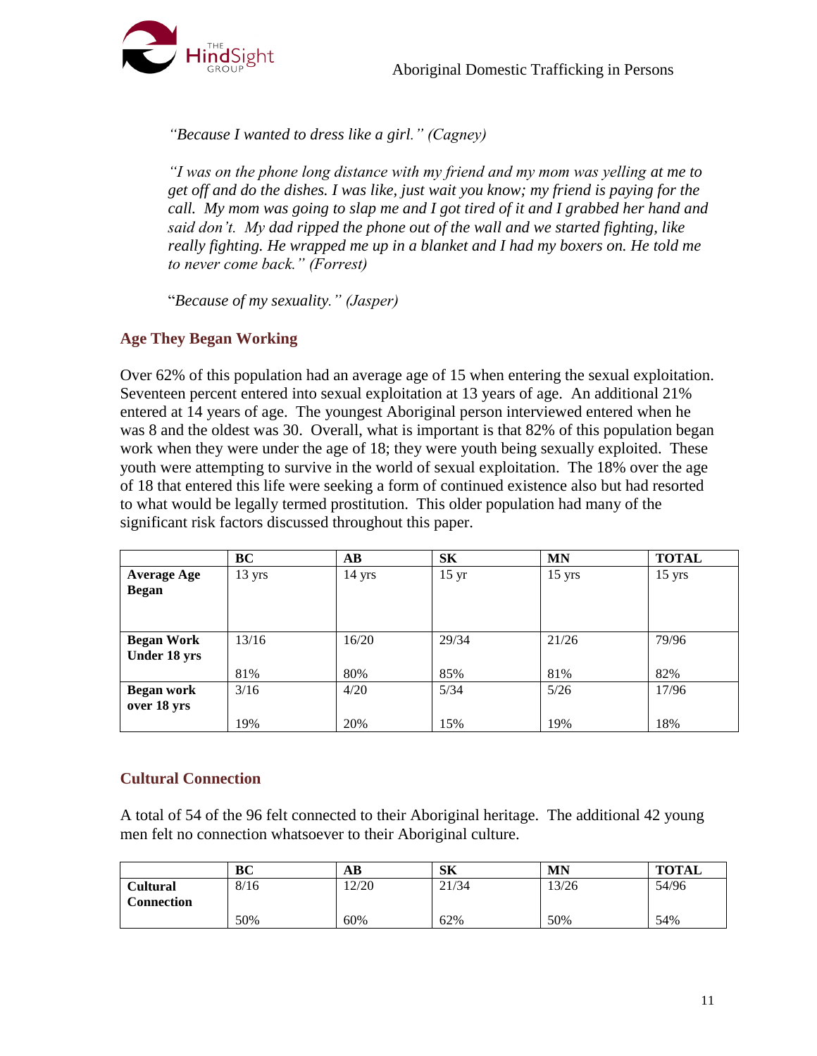*"Because I wanted to dress like a girl." (Cagney)*

*"I was on the phone long distance with my friend and my mom was yelling at me to get off and do the dishes. I was like, just wait you know; my friend is paying for the call. My mom was going to slap me and I got tired of it and I grabbed her hand and said don't. My dad ripped the phone out of the wall and we started fighting, like really fighting. He wrapped me up in a blanket and I had my boxers on. He told me to never come back." (Forrest)*

"*Because of my sexuality." (Jasper)*

### Age They Began Working

Over 62% of this population had an average age of 15 when entering the sexual exploitation. Seventeen percent entered into sexual exploitation at 13 years of age. An additional 21% entered at 14 years of age. The youngest Aboriginal person interviewed entered when he was 8 and the oldest was 30. Overall, what is important is that 82% of this population began work when they were under the age of 18; they were youth being sexually exploited. These youth were attempting to survive in the world of sexual exploitation. The 18% over the age of 18 that entered this life were seeking a form of continued existence also but had resorted to what would be legally termed prostitution. This older population had many of the significant risk factors discussed throughout this paper.

| | BC | AB | SK | MN | TOTAL |
|---|---|---|---|---|---|
| **Average Age Began** | 13 yrs | 14 yrs | 15 yr | 15 yrs | 15 yrs |
| **Began Work Under 18 yrs** | 13/16<br>81% | 16/20<br>80% | 29/34<br>85% | 21/26<br>81% | 79/96<br>82% |
| **Began work over 18 yrs** | 3/16<br>19% | 4/20<br>20% | 5/34<br>15% | 5/26<br>19% | 17/96<br>18% |

### Cultural Connection

A total of 54 of the 96 felt connected to their Aboriginal heritage. The additional 42 young men felt no connection whatsoever to their Aboriginal culture.

| | BC | AB | SK | MN | TOTAL |
|---|---|---|---|---|---|
| **Cultural Connection** | 8/16<br>50% | 12/20<br>60% | 21/34<br>62% | 13/26<br>50% | 54/96<br>54% |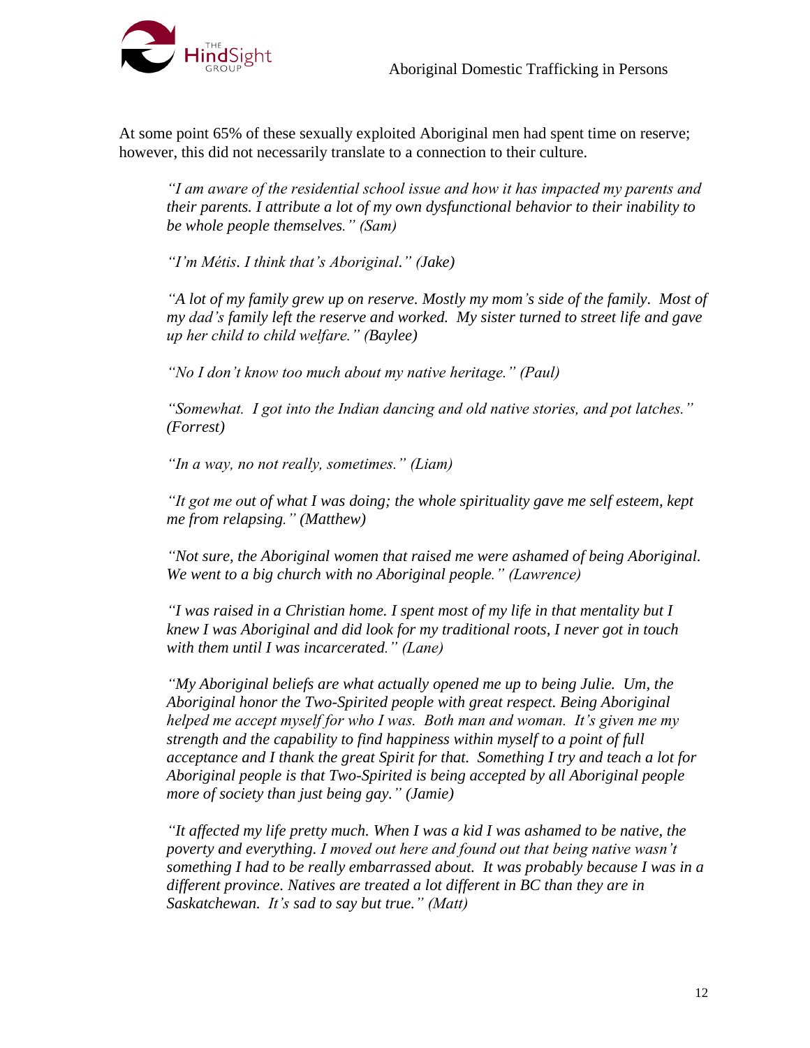At some point 65% of these sexually exploited Aboriginal men had spent time on reserve; however, this did not necessarily translate to a connection to their culture.

> *"I am aware of the residential school issue and how it has impacted my parents and their parents. I attribute a lot of my own dysfunctional behavior to their inability to be whole people themselves." (Sam)*

> *"I'm Métis. I think that's Aboriginal." (Jake)*

> *"A lot of my family grew up on reserve. Mostly my mom's side of the family. Most of my dad's family left the reserve and worked. My sister turned to street life and gave up her child to child welfare." (Baylee)*

> *"No I don't know too much about my native heritage." (Paul)*

> *"Somewhat. I got into the Indian dancing and old native stories, and pot latches." (Forrest)*

> *"In a way, no not really, sometimes." (Liam)*

> *"It got me out of what I was doing; the whole spirituality gave me self esteem, kept me from relapsing." (Matthew)*

> *"Not sure, the Aboriginal women that raised me were ashamed of being Aboriginal. We went to a big church with no Aboriginal people." (Lawrence)*

> *"I was raised in a Christian home. I spent most of my life in that mentality but I knew I was Aboriginal and did look for my traditional roots, I never got in touch with them until I was incarcerated." (Lane)*

> *"My Aboriginal beliefs are what actually opened me up to being Julie. Um, the Aboriginal honor the Two-Spirited people with great respect. Being Aboriginal helped me accept myself for who I was. Both man and woman. It's given me my strength and the capability to find happiness within myself to a point of full acceptance and I thank the great Spirit for that. Something I try and teach a lot for Aboriginal people is that Two-Spirited is being accepted by all Aboriginal people more of society than just being gay." (Jamie)*

> *"It affected my life pretty much. When I was a kid I was ashamed to be native, the poverty and everything. I moved out here and found out that being native wasn't something I had to be really embarrassed about. It was probably because I was in a different province. Natives are treated a lot different in BC than they are in Saskatchewan. It's sad to say but true." (Matt)*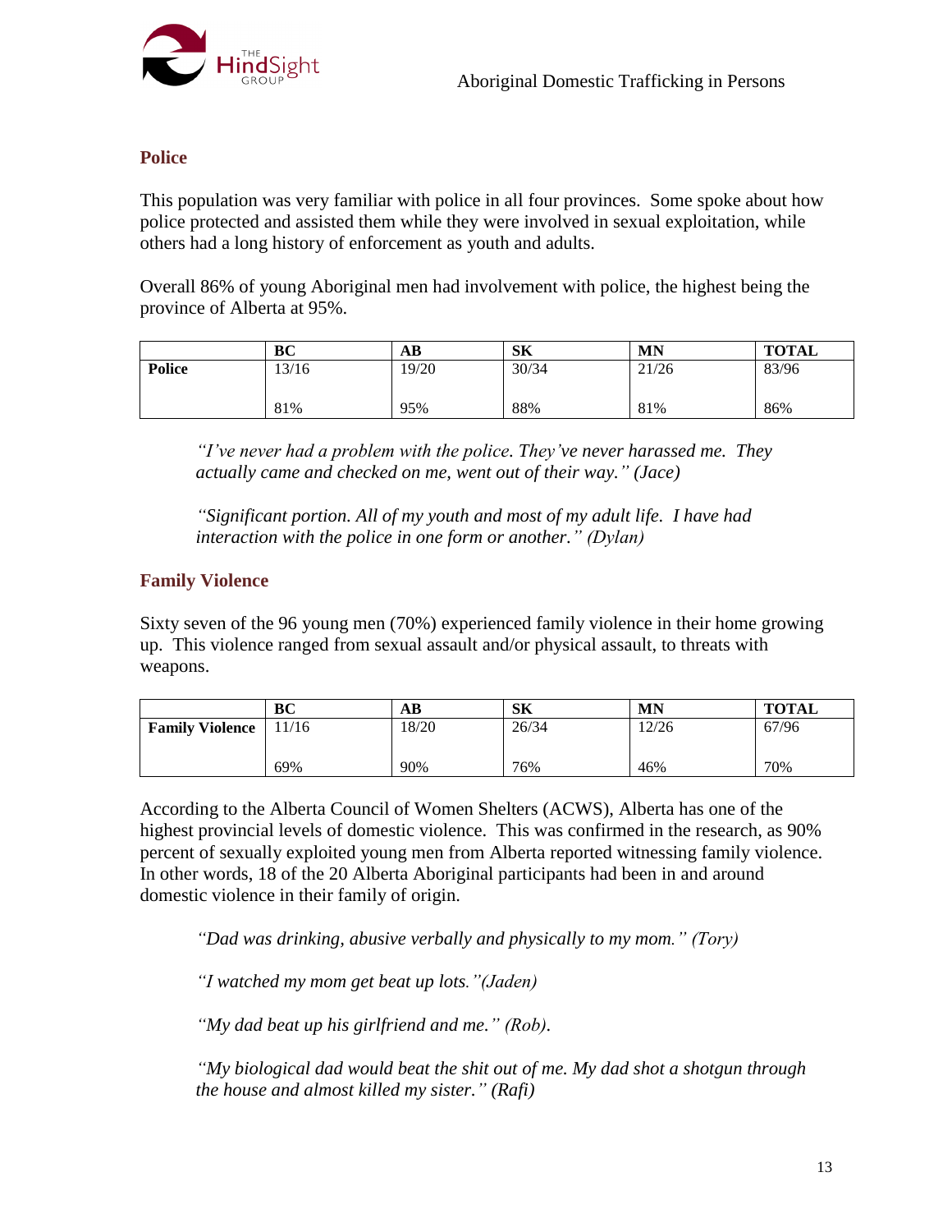## Police

This population was very familiar with police in all four provinces. Some spoke about how police protected and assisted them while they were involved in sexual exploitation, while others had a long history of enforcement as youth and adults.

Overall 86% of young Aboriginal men had involvement with police, the highest being the province of Alberta at 95%.

| | BC | AB | SK | MN | TOTAL |
|---|---|---|---|---|---|
| **Police** | 13/16<br><br>81% | 19/20<br><br>95% | 30/34<br><br>88% | 21/26<br><br>81% | 83/96<br><br>86% |

> *"I've never had a problem with the police. They've never harassed me. They actually came and checked on me, went out of their way." (Jace)*
>
> *"Significant portion. All of my youth and most of my adult life. I have had interaction with the police in one form or another." (Dylan)*

## Family Violence

Sixty seven of the 96 young men (70%) experienced family violence in their home growing up. This violence ranged from sexual assault and/or physical assault, to threats with weapons.

| | BC | AB | SK | MN | TOTAL |
|---|---|---|---|---|---|
| **Family Violence** | 11/16<br><br>69% | 18/20<br><br>90% | 26/34<br><br>76% | 12/26<br><br>46% | 67/96<br><br>70% |

According to the Alberta Council of Women Shelters (ACWS), Alberta has one of the highest provincial levels of domestic violence. This was confirmed in the research, as 90% percent of sexually exploited young men from Alberta reported witnessing family violence. In other words, 18 of the 20 Alberta Aboriginal participants had been in and around domestic violence in their family of origin.

> *"Dad was drinking, abusive verbally and physically to my mom." (Tory)*
>
> *"I watched my mom get beat up lots."(Jaden)*
>
> *"My dad beat up his girlfriend and me." (Rob).*
>
> *"My biological dad would beat the shit out of me. My dad shot a shotgun through the house and almost killed my sister." (Rafi)*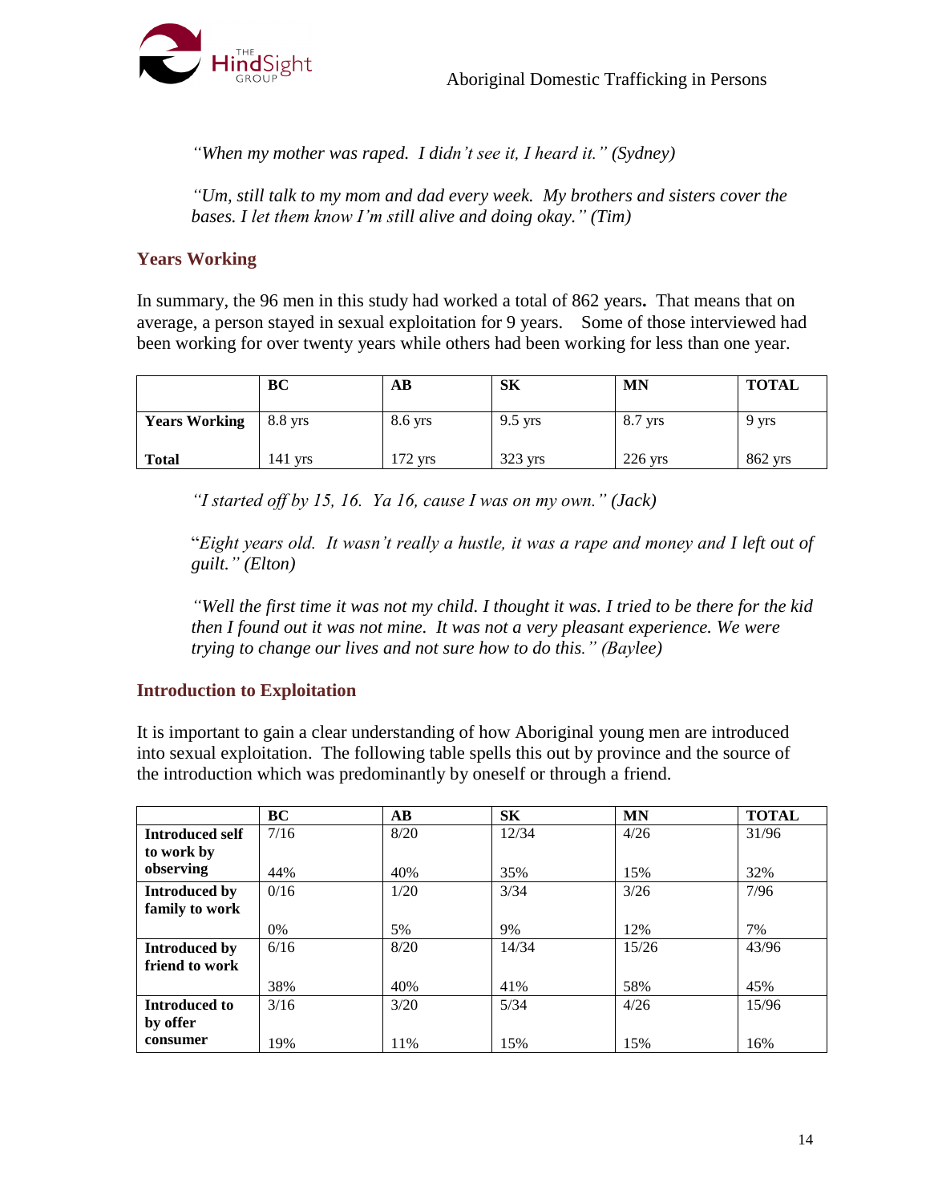*"When my mother was raped. I didn't see it, I heard it." (Sydney)*

*"Um, still talk to my mom and dad every week. My brothers and sisters cover the bases. I let them know I'm still alive and doing okay." (Tim)*

## Years Working

In summary, the 96 men in this study had worked a total of 862 years**.** That means that on average, a person stayed in sexual exploitation for 9 years. Some of those interviewed had been working for over twenty years while others had been working for less than one year.

| | BC | AB | SK | MN | TOTAL |
|---|---|---|---|---|---|
| **Years Working** | 8.8 yrs | 8.6 yrs | 9.5 yrs | 8.7 yrs | 9 yrs |
| **Total** | 141 yrs | 172 yrs | 323 yrs | 226 yrs | 862 yrs |

*"I started off by 15, 16. Ya 16, cause I was on my own." (Jack)*

"*Eight years old. It wasn't really a hustle, it was a rape and money and I left out of guilt." (Elton)*

*"Well the first time it was not my child. I thought it was. I tried to be there for the kid then I found out it was not mine. It was not a very pleasant experience. We were trying to change our lives and not sure how to do this." (Baylee)*

## Introduction to Exploitation

It is important to gain a clear understanding of how Aboriginal young men are introduced into sexual exploitation. The following table spells this out by province and the source of the introduction which was predominantly by oneself or through a friend.

| | BC | AB | SK | MN | TOTAL |
|---|---|---|---|---|---|
| **Introduced self to work by observing** | 7/16<br>44% | 8/20<br>40% | 12/34<br>35% | 4/26<br>15% | 31/96<br>32% |
| **Introduced by family to work** | 0/16<br>0% | 1/20<br>5% | 3/34<br>9% | 3/26<br>12% | 7/96<br>7% |
| **Introduced by friend to work** | 6/16<br>38% | 8/20<br>40% | 14/34<br>41% | 15/26<br>58% | 43/96<br>45% |
| **Introduced to by offer consumer** | 3/16<br>19% | 3/20<br>11% | 5/34<br>15% | 4/26<br>15% | 15/96<br>16% |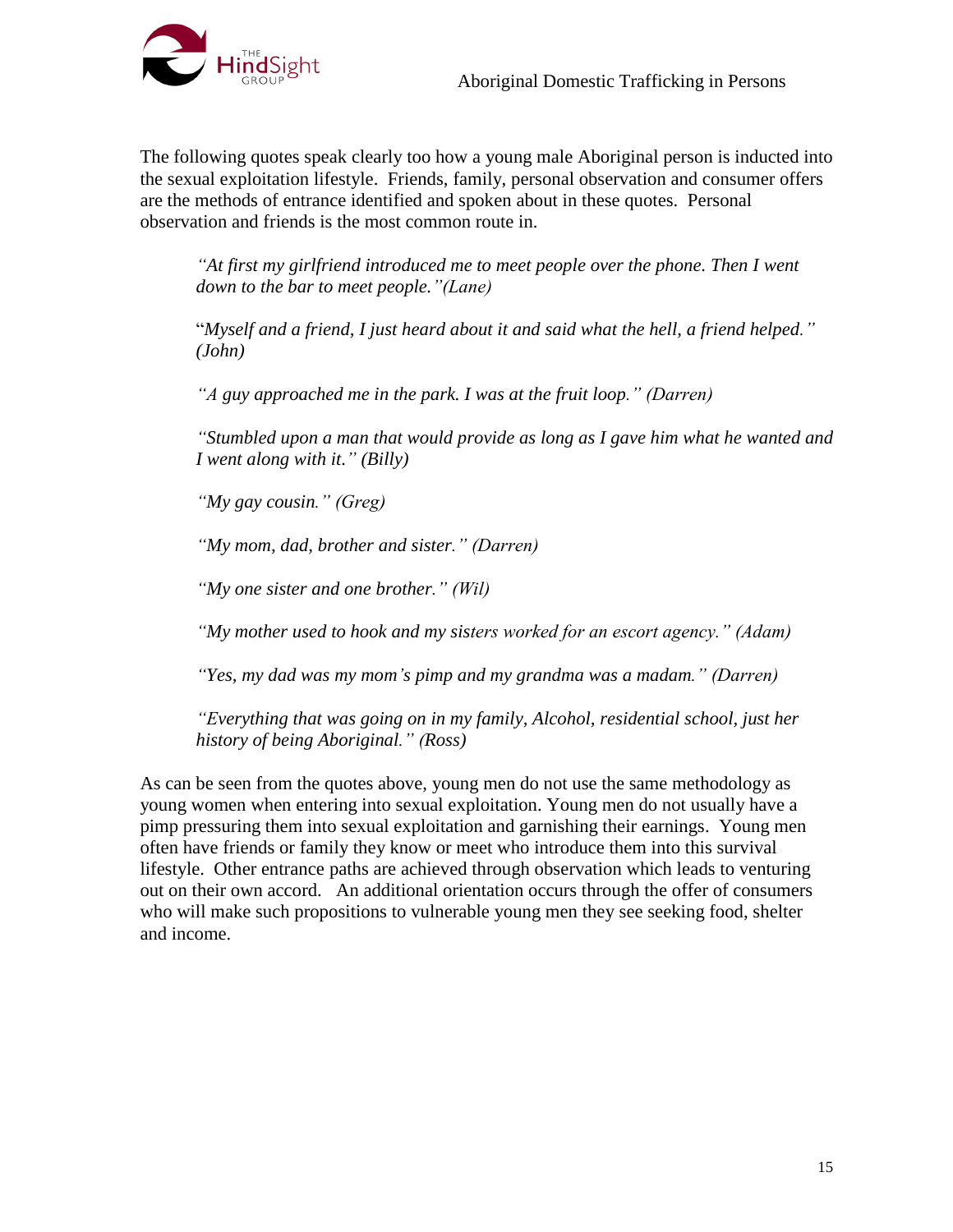The following quotes speak clearly too how a young male Aboriginal person is inducted into the sexual exploitation lifestyle. Friends, family, personal observation and consumer offers are the methods of entrance identified and spoken about in these quotes. Personal observation and friends is the most common route in.

> *"At first my girlfriend introduced me to meet people over the phone. Then I went down to the bar to meet people."(Lane)*
>
> "*Myself and a friend, I just heard about it and said what the hell, a friend helped." (John)*
>
> *"A guy approached me in the park. I was at the fruit loop." (Darren)*
>
> *"Stumbled upon a man that would provide as long as I gave him what he wanted and I went along with it." (Billy)*
>
> *"My gay cousin." (Greg)*
>
> *"My mom, dad, brother and sister." (Darren)*
>
> *"My one sister and one brother." (Wil)*
>
> *"My mother used to hook and my sisters worked for an escort agency." (Adam)*
>
> *"Yes, my dad was my mom's pimp and my grandma was a madam." (Darren)*
>
> *"Everything that was going on in my family, Alcohol, residential school, just her history of being Aboriginal." (Ross)*

As can be seen from the quotes above, young men do not use the same methodology as young women when entering into sexual exploitation. Young men do not usually have a pimp pressuring them into sexual exploitation and garnishing their earnings. Young men often have friends or family they know or meet who introduce them into this survival lifestyle. Other entrance paths are achieved through observation which leads to venturing out on their own accord. An additional orientation occurs through the offer of consumers who will make such propositions to vulnerable young men they see seeking food, shelter and income.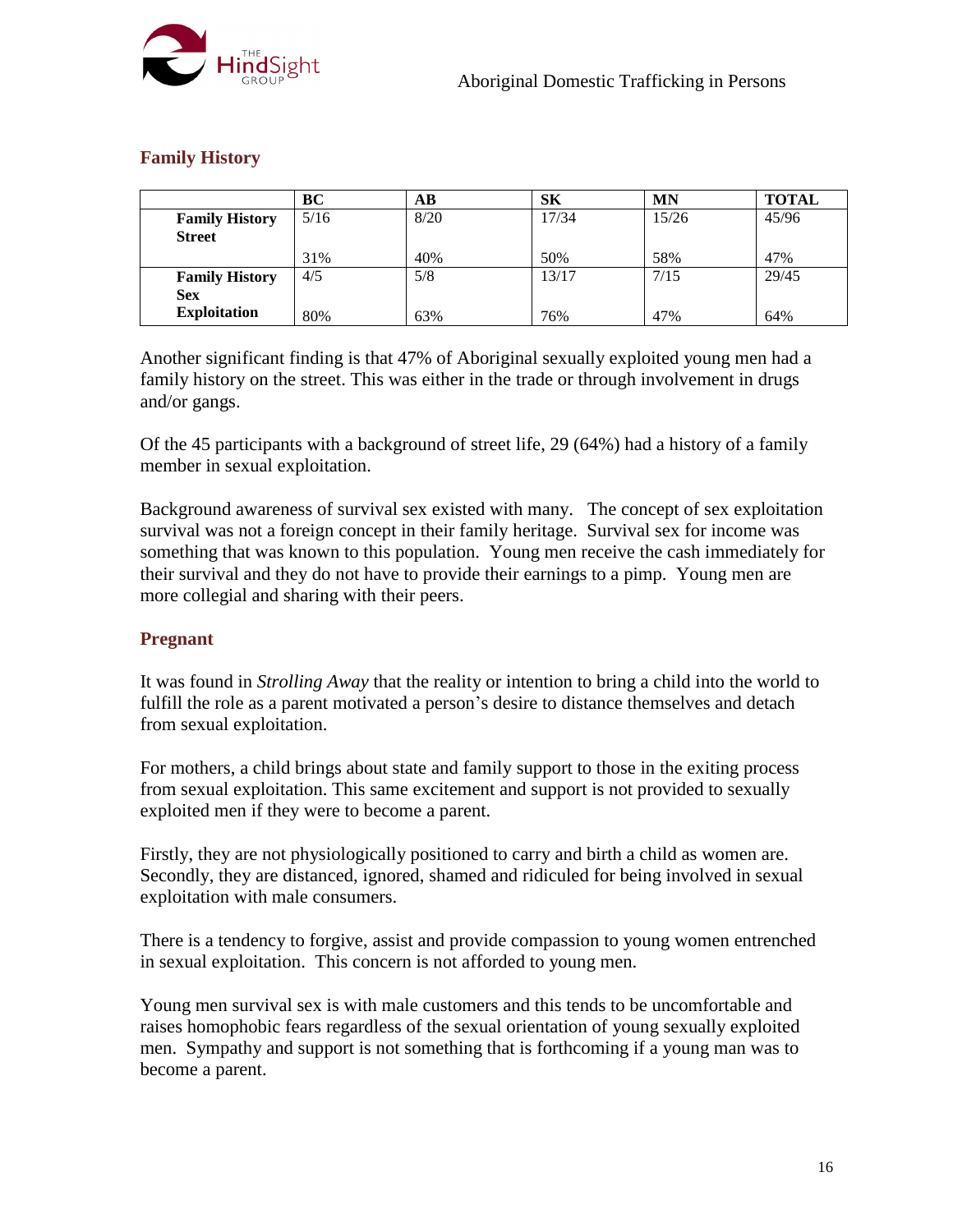## Family History

| | BC | AB | SK | MN | TOTAL |
|---|---|---|---|---|---|
| **Family History Street** | 5/16<br>31% | 8/20<br>40% | 17/34<br>50% | 15/26<br>58% | 45/96<br>47% |
| **Family History Sex Exploitation** | 4/5<br>80% | 5/8<br>63% | 13/17<br>76% | 7/15<br>47% | 29/45<br>64% |

Another significant finding is that 47% of Aboriginal sexually exploited young men had a family history on the street. This was either in the trade or through involvement in drugs and/or gangs.

Of the 45 participants with a background of street life, 29 (64%) had a history of a family member in sexual exploitation.

Background awareness of survival sex existed with many. The concept of sex exploitation survival was not a foreign concept in their family heritage. Survival sex for income was something that was known to this population. Young men receive the cash immediately for their survival and they do not have to provide their earnings to a pimp. Young men are more collegial and sharing with their peers.

## Pregnant

It was found in *Strolling Away* that the reality or intention to bring a child into the world to fulfill the role as a parent motivated a person's desire to distance themselves and detach from sexual exploitation.

For mothers, a child brings about state and family support to those in the exiting process from sexual exploitation. This same excitement and support is not provided to sexually exploited men if they were to become a parent.

Firstly, they are not physiologically positioned to carry and birth a child as women are. Secondly, they are distanced, ignored, shamed and ridiculed for being involved in sexual exploitation with male consumers.

There is a tendency to forgive, assist and provide compassion to young women entrenched in sexual exploitation. This concern is not afforded to young men.

Young men survival sex is with male customers and this tends to be uncomfortable and raises homophobic fears regardless of the sexual orientation of young sexually exploited men. Sympathy and support is not something that is forthcoming if a young man was to become a parent.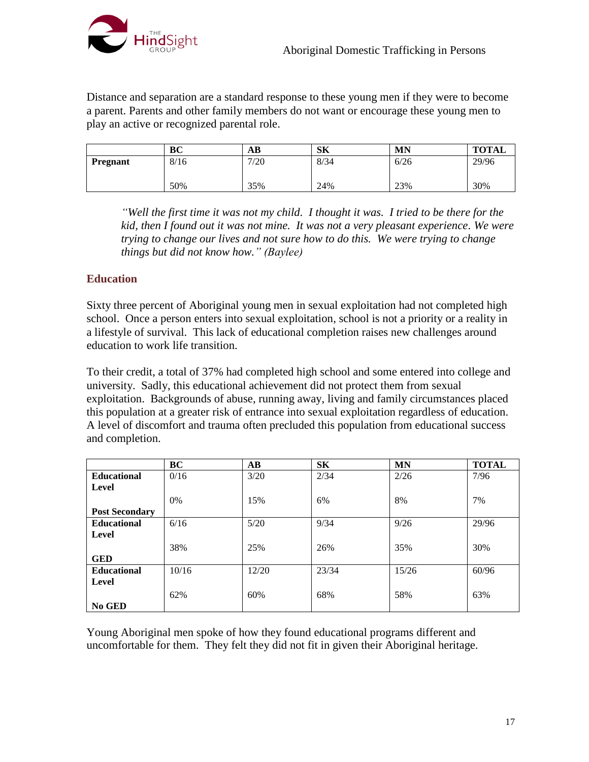Distance and separation are a standard response to these young men if they were to become a parent. Parents and other family members do not want or encourage these young men to play an active or recognized parental role.

| | BC | AB | SK | MN | TOTAL |
|---|---|---|---|---|---|
| **Pregnant** | 8/16<br><br>50% | 7/20<br><br>35% | 8/34<br><br>24% | 6/26<br><br>23% | 29/96<br><br>30% |

> *"Well the first time it was not my child. I thought it was. I tried to be there for the kid, then I found out it was not mine. It was not a very pleasant experience. We were trying to change our lives and not sure how to do this. We were trying to change things but did not know how." (Baylee)*

## Education

Sixty three percent of Aboriginal young men in sexual exploitation had not completed high school. Once a person enters into sexual exploitation, school is not a priority or a reality in a lifestyle of survival. This lack of educational completion raises new challenges around education to work life transition.

To their credit, a total of 37% had completed high school and some entered into college and university. Sadly, this educational achievement did not protect them from sexual exploitation. Backgrounds of abuse, running away, living and family circumstances placed this population at a greater risk of entrance into sexual exploitation regardless of education. A level of discomfort and trauma often precluded this population from educational success and completion.

| | BC | AB | SK | MN | TOTAL |
|---|---|---|---|---|---|
| **Educational Level**<br><br>**Post Secondary** | 0/16<br><br>0% | 3/20<br><br>15% | 2/34<br><br>6% | 2/26<br><br>8% | 7/96<br><br>7% |
| **Educational Level**<br><br>**GED** | 6/16<br><br>38% | 5/20<br><br>25% | 9/34<br><br>26% | 9/26<br><br>35% | 29/96<br><br>30% |
| **Educational Level**<br><br>**No GED** | 10/16<br><br>62% | 12/20<br><br>60% | 23/34<br><br>68% | 15/26<br><br>58% | 60/96<br><br>63% |

Young Aboriginal men spoke of how they found educational programs different and uncomfortable for them. They felt they did not fit in given their Aboriginal heritage.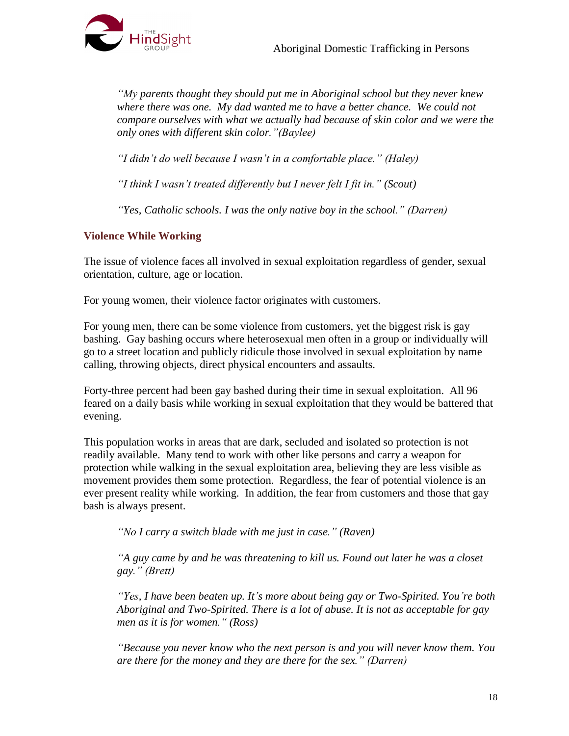*"My parents thought they should put me in Aboriginal school but they never knew where there was one. My dad wanted me to have a better chance. We could not compare ourselves with what we actually had because of skin color and we were the only ones with different skin color."(Baylee)*

*"I didn't do well because I wasn't in a comfortable place." (Haley)*

*"I think I wasn't treated differently but I never felt I fit in."* (Scout)

*"Yes, Catholic schools. I was the only native boy in the school." (Darren)*

### Violence While Working

The issue of violence faces all involved in sexual exploitation regardless of gender, sexual orientation, culture, age or location.

For young women, their violence factor originates with customers.

For young men, there can be some violence from customers, yet the biggest risk is gay bashing. Gay bashing occurs where heterosexual men often in a group or individually will go to a street location and publicly ridicule those involved in sexual exploitation by name calling, throwing objects, direct physical encounters and assaults.

Forty-three percent had been gay bashed during their time in sexual exploitation. All 96 feared on a daily basis while working in sexual exploitation that they would be battered that evening.

This population works in areas that are dark, secluded and isolated so protection is not readily available. Many tend to work with other like persons and carry a weapon for protection while walking in the sexual exploitation area, believing they are less visible as movement provides them some protection. Regardless, the fear of potential violence is an ever present reality while working. In addition, the fear from customers and those that gay bash is always present.

*"No I carry a switch blade with me just in case." (Raven)*

*"A guy came by and he was threatening to kill us. Found out later he was a closet gay." (Brett)*

*"Yes, I have been beaten up. It's more about being gay or Two-Spirited. You're both Aboriginal and Two-Spirited. There is a lot of abuse. It is not as acceptable for gay men as it is for women." (Ross)*

*"Because you never know who the next person is and you will never know them. You are there for the money and they are there for the sex." (Darren)*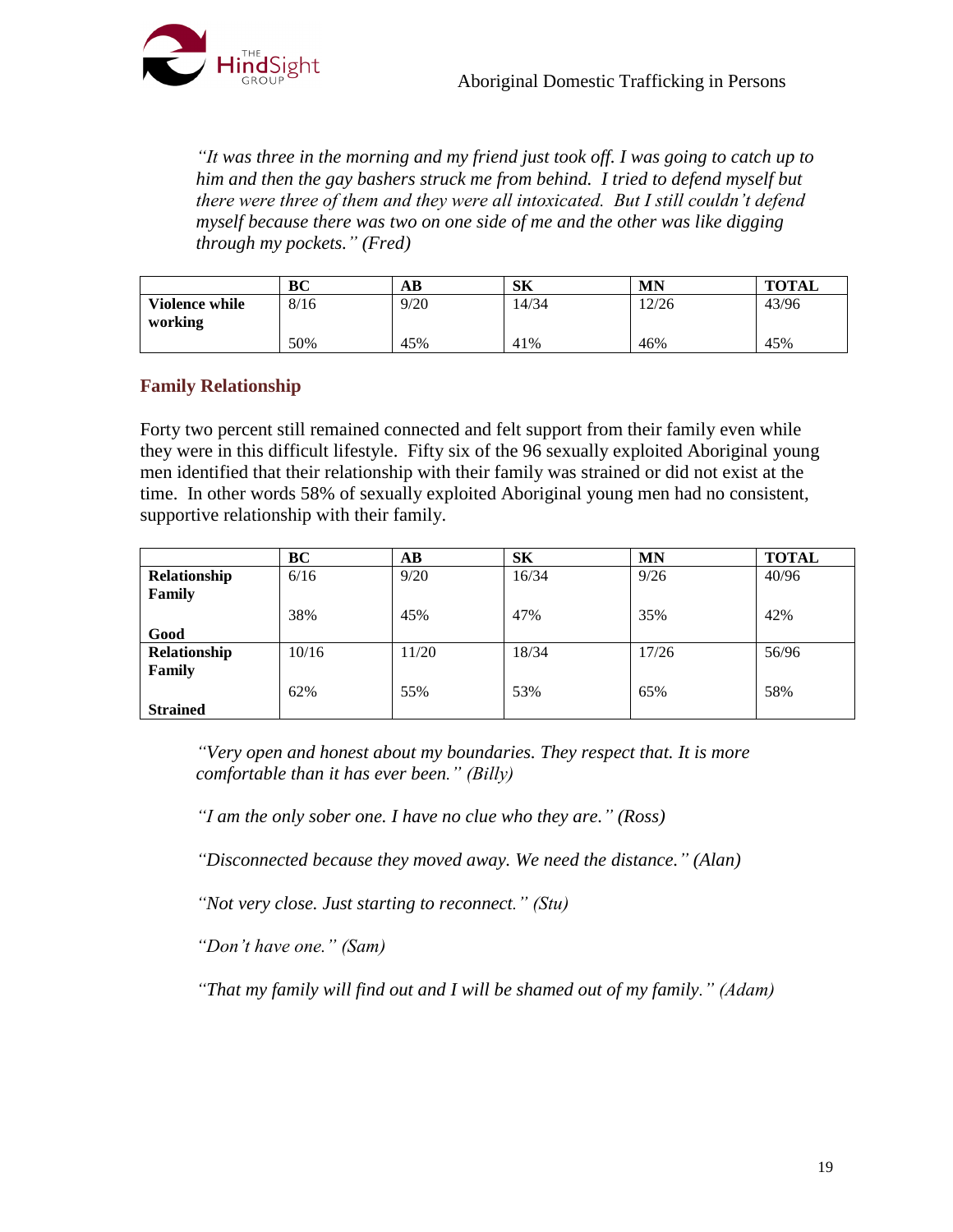*"It was three in the morning and my friend just took off. I was going to catch up to him and then the gay bashers struck me from behind. I tried to defend myself but there were three of them and they were all intoxicated. But I still couldn't defend myself because there was two on one side of me and the other was like digging through my pockets." (Fred)*

| | BC | AB | SK | MN | TOTAL |
|---|---|---|---|---|---|
| **Violence while working** | 8/16<br>50% | 9/20<br>45% | 14/34<br>41% | 12/26<br>46% | 43/96<br>45% |

## Family Relationship

Forty two percent still remained connected and felt support from their family even while they were in this difficult lifestyle. Fifty six of the 96 sexually exploited Aboriginal young men identified that their relationship with their family was strained or did not exist at the time. In other words 58% of sexually exploited Aboriginal young men had no consistent, supportive relationship with their family.

| | BC | AB | SK | MN | TOTAL |
|---|---|---|---|---|---|
| **Relationship Family Good** | 6/16<br>38% | 9/20<br>45% | 16/34<br>47% | 9/26<br>35% | 40/96<br>42% |
| **Relationship Family Strained** | 10/16<br>62% | 11/20<br>55% | 18/34<br>53% | 17/26<br>65% | 56/96<br>58% |

*"Very open and honest about my boundaries. They respect that. It is more comfortable than it has ever been." (Billy)*

*"I am the only sober one. I have no clue who they are." (Ross)*

*"Disconnected because they moved away. We need the distance." (Alan)*

*"Not very close. Just starting to reconnect." (Stu)*

*"Don't have one." (Sam)*

*"That my family will find out and I will be shamed out of my family." (Adam)*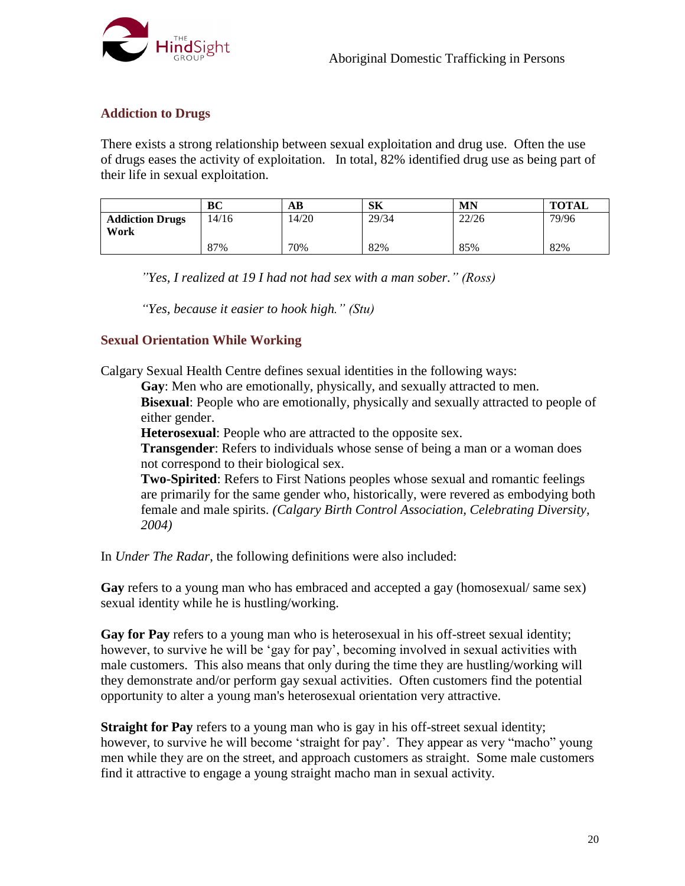## Addiction to Drugs

There exists a strong relationship between sexual exploitation and drug use. Often the use of drugs eases the activity of exploitation. In total, 82% identified drug use as being part of their life in sexual exploitation.

| | BC | AB | SK | MN | TOTAL |
|---|---|---|---|---|---|
| **Addiction Drugs Work** | 14/16 | 14/20 | 29/34 | 22/26 | 79/96 |
| | 87% | 70% | 82% | 85% | 82% |

> *"Yes, I realized at 19 I had not had sex with a man sober." (Ross)*
>
> *"Yes, because it easier to hook high." (Stu)*

## Sexual Orientation While Working

Calgary Sexual Health Centre defines sexual identities in the following ways:

> **Gay**: Men who are emotionally, physically, and sexually attracted to men.
> **Bisexual**: People who are emotionally, physically and sexually attracted to people of either gender.
> **Heterosexual**: People who are attracted to the opposite sex.
> **Transgender**: Refers to individuals whose sense of being a man or a woman does not correspond to their biological sex.
> **Two-Spirited**: Refers to First Nations peoples whose sexual and romantic feelings are primarily for the same gender who, historically, were revered as embodying both female and male spirits. *(Calgary Birth Control Association, Celebrating Diversity, 2004)*

In *Under The Radar*, the following definitions were also included:

**Gay** refers to a young man who has embraced and accepted a gay (homosexual/ same sex) sexual identity while he is hustling/working.

**Gay for Pay** refers to a young man who is heterosexual in his off-street sexual identity; however, to survive he will be 'gay for pay', becoming involved in sexual activities with male customers. This also means that only during the time they are hustling/working will they demonstrate and/or perform gay sexual activities. Often customers find the potential opportunity to alter a young man's heterosexual orientation very attractive.

**Straight for Pay** refers to a young man who is gay in his off-street sexual identity; however, to survive he will become 'straight for pay'. They appear as very "macho" young men while they are on the street, and approach customers as straight. Some male customers find it attractive to engage a young straight macho man in sexual activity.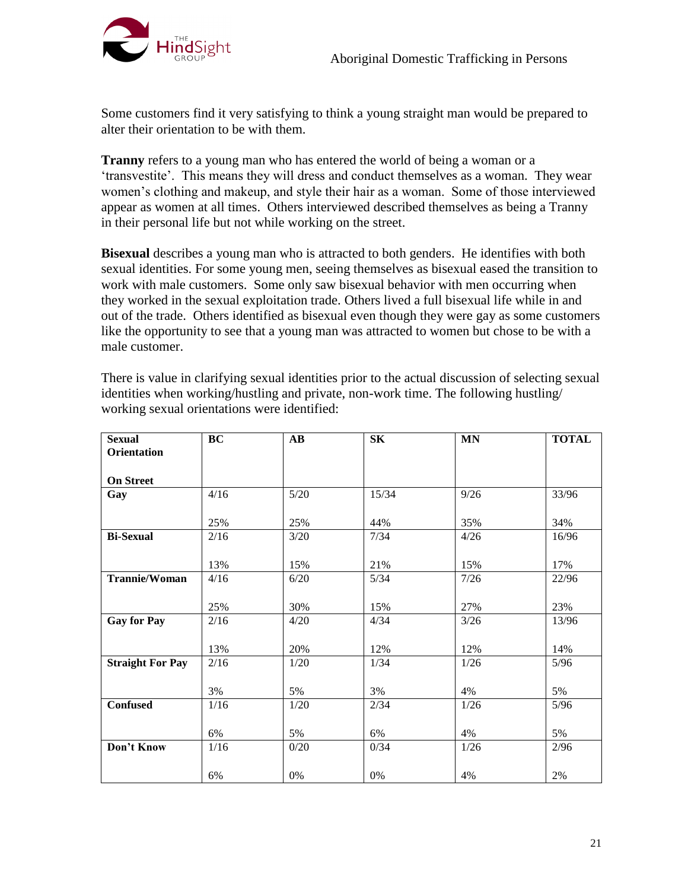Some customers find it very satisfying to think a young straight man would be prepared to alter their orientation to be with them.

**Tranny** refers to a young man who has entered the world of being a woman or a 'transvestite'. This means they will dress and conduct themselves as a woman. They wear women's clothing and makeup, and style their hair as a woman. Some of those interviewed appear as women at all times. Others interviewed described themselves as being a Tranny in their personal life but not while working on the street.

**Bisexual** describes a young man who is attracted to both genders. He identifies with both sexual identities. For some young men, seeing themselves as bisexual eased the transition to work with male customers. Some only saw bisexual behavior with men occurring when they worked in the sexual exploitation trade. Others lived a full bisexual life while in and out of the trade. Others identified as bisexual even though they were gay as some customers like the opportunity to see that a young man was attracted to women but chose to be with a male customer.

There is value in clarifying sexual identities prior to the actual discussion of selecting sexual identities when working/hustling and private, non-work time. The following hustling/ working sexual orientations were identified:

| **Sexual Orientation**<br><br>**On Street** | **BC** | **AB** | **SK** | **MN** | **TOTAL** |
|---|---|---|---|---|---|
| **Gay** | 4/16<br><br>25% | 5/20<br><br>25% | 15/34<br><br>44% | 9/26<br><br>35% | 33/96<br><br>34% |
| **Bi-Sexual** | 2/16<br><br>13% | 3/20<br><br>15% | 7/34<br><br>21% | 4/26<br><br>15% | 16/96<br><br>17% |
| **Trannie/Woman** | 4/16<br><br>25% | 6/20<br><br>30% | 5/34<br><br>15% | 7/26<br><br>27% | 22/96<br><br>23% |
| **Gay for Pay** | 2/16<br><br>13% | 4/20<br><br>20% | 4/34<br><br>12% | 3/26<br><br>12% | 13/96<br><br>14% |
| **Straight For Pay** | 2/16<br><br>3% | 1/20<br><br>5% | 1/34<br><br>3% | 1/26<br><br>4% | 5/96<br><br>5% |
| **Confused** | 1/16<br><br>6% | 1/20<br><br>5% | 2/34<br><br>6% | 1/26<br><br>4% | 5/96<br><br>5% |
| **Don't Know** | 1/16<br><br>6% | 0/20<br><br>0% | 0/34<br><br>0% | 1/26<br><br>4% | 2/96<br><br>2% |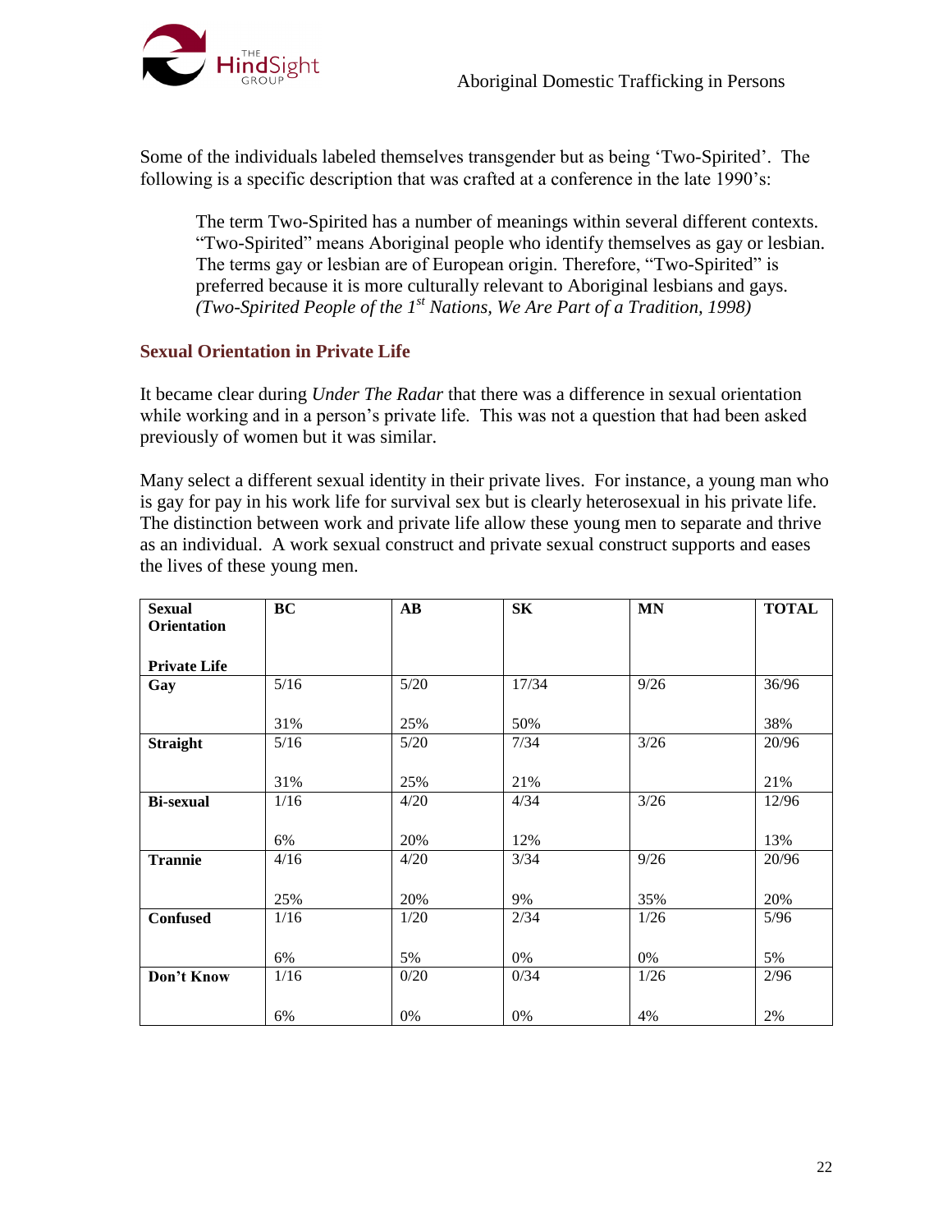Some of the individuals labeled themselves transgender but as being 'Two-Spirited'. The following is a specific description that was crafted at a conference in the late 1990's:

> The term Two-Spirited has a number of meanings within several different contexts. "Two-Spirited" means Aboriginal people who identify themselves as gay or lesbian. The terms gay or lesbian are of European origin. Therefore, "Two-Spirited" is preferred because it is more culturally relevant to Aboriginal lesbians and gays. *(Two-Spirited People of the 1st Nations, We Are Part of a Tradition, 1998)*

## Sexual Orientation in Private Life

It became clear during *Under The Radar* that there was a difference in sexual orientation while working and in a person's private life. This was not a question that had been asked previously of women but it was similar.

Many select a different sexual identity in their private lives. For instance, a young man who is gay for pay in his work life for survival sex but is clearly heterosexual in his private life. The distinction between work and private life allow these young men to separate and thrive as an individual. A work sexual construct and private sexual construct supports and eases the lives of these young men.

| Sexual Orientation<br><br>Private Life | BC | AB | SK | MN | TOTAL |
|---|---|---|---|---|---|
| **Gay** | 5/16<br><br>31% | 5/20<br><br>25% | 17/34<br><br>50% | 9/26 | 36/96<br><br>38% |
| **Straight** | 5/16<br><br>31% | 5/20<br><br>25% | 7/34<br><br>21% | 3/26 | 20/96<br><br>21% |
| **Bi-sexual** | 1/16<br><br>6% | 4/20<br><br>20% | 4/34<br><br>12% | 3/26 | 12/96<br><br>13% |
| **Trannie** | 4/16<br><br>25% | 4/20<br><br>20% | 3/34<br><br>9% | 9/26<br><br>35% | 20/96<br><br>20% |
| **Confused** | 1/16<br><br>6% | 1/20<br><br>5% | 2/34<br><br>0% | 1/26<br><br>0% | 5/96<br><br>5% |
| **Don't Know** | 1/16<br><br>6% | 0/20<br><br>0% | 0/34<br><br>0% | 1/26<br><br>4% | 2/96<br><br>2% |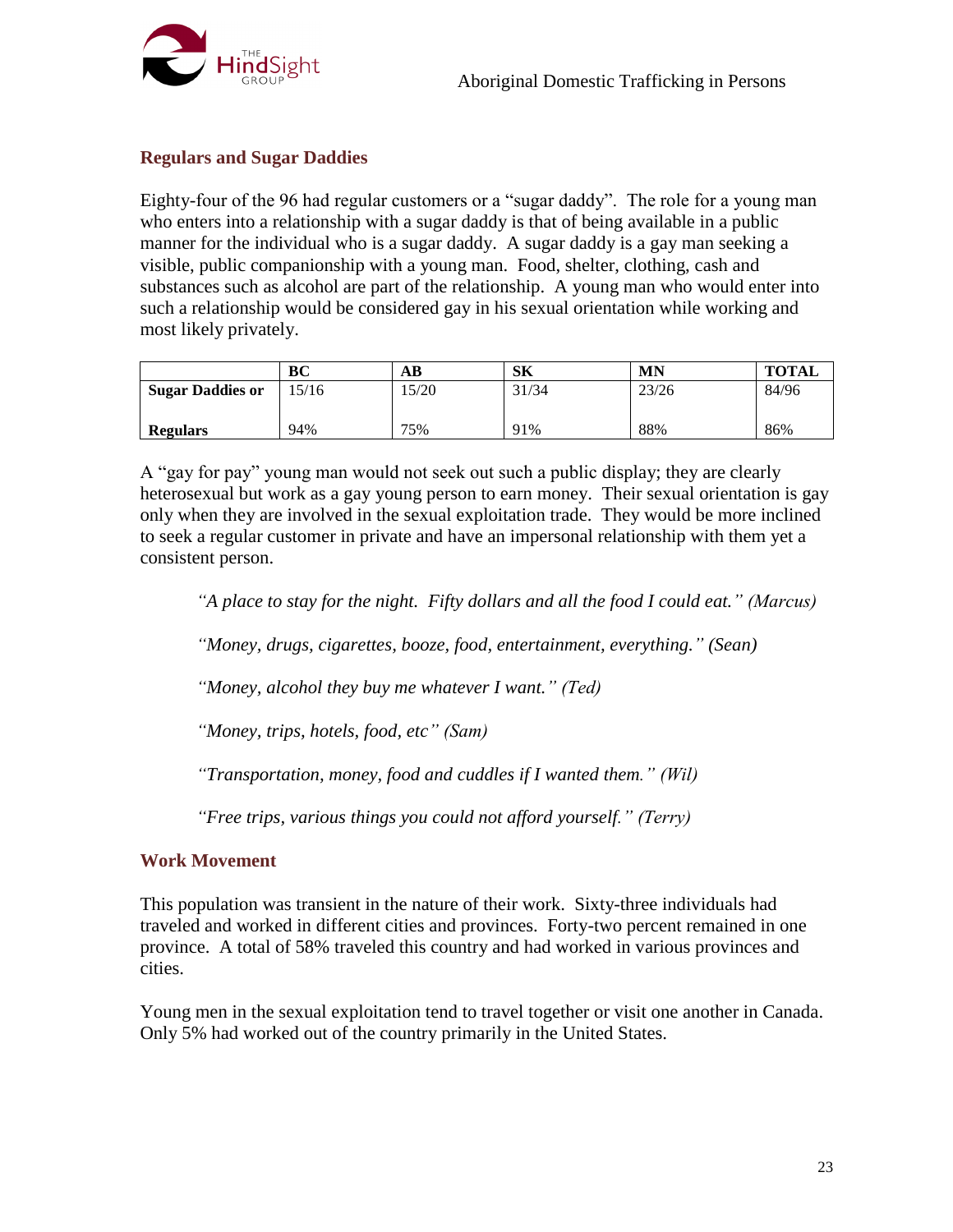## Regulars and Sugar Daddies

Eighty-four of the 96 had regular customers or a "sugar daddy". The role for a young man who enters into a relationship with a sugar daddy is that of being available in a public manner for the individual who is a sugar daddy. A sugar daddy is a gay man seeking a visible, public companionship with a young man. Food, shelter, clothing, cash and substances such as alcohol are part of the relationship. A young man who would enter into such a relationship would be considered gay in his sexual orientation while working and most likely privately.

| | BC | AB | SK | MN | TOTAL |
|---|---|---|---|---|---|
| **Sugar Daddies or Regulars** | 15/16<br>94% | 15/20<br>75% | 31/34<br>91% | 23/26<br>88% | 84/96<br>86% |

A "gay for pay" young man would not seek out such a public display; they are clearly heterosexual but work as a gay young person to earn money. Their sexual orientation is gay only when they are involved in the sexual exploitation trade. They would be more inclined to seek a regular customer in private and have an impersonal relationship with them yet a consistent person.

> *"A place to stay for the night. Fifty dollars and all the food I could eat." (Marcus)*
>
> *"Money, drugs, cigarettes, booze, food, entertainment, everything." (Sean)*
>
> *"Money, alcohol they buy me whatever I want." (Ted)*
>
> *"Money, trips, hotels, food, etc" (Sam)*
>
> *"Transportation, money, food and cuddles if I wanted them." (Wil)*
>
> *"Free trips, various things you could not afford yourself." (Terry)*

## Work Movement

This population was transient in the nature of their work. Sixty-three individuals had traveled and worked in different cities and provinces. Forty-two percent remained in one province. A total of 58% traveled this country and had worked in various provinces and cities.

Young men in the sexual exploitation tend to travel together or visit one another in Canada. Only 5% had worked out of the country primarily in the United States.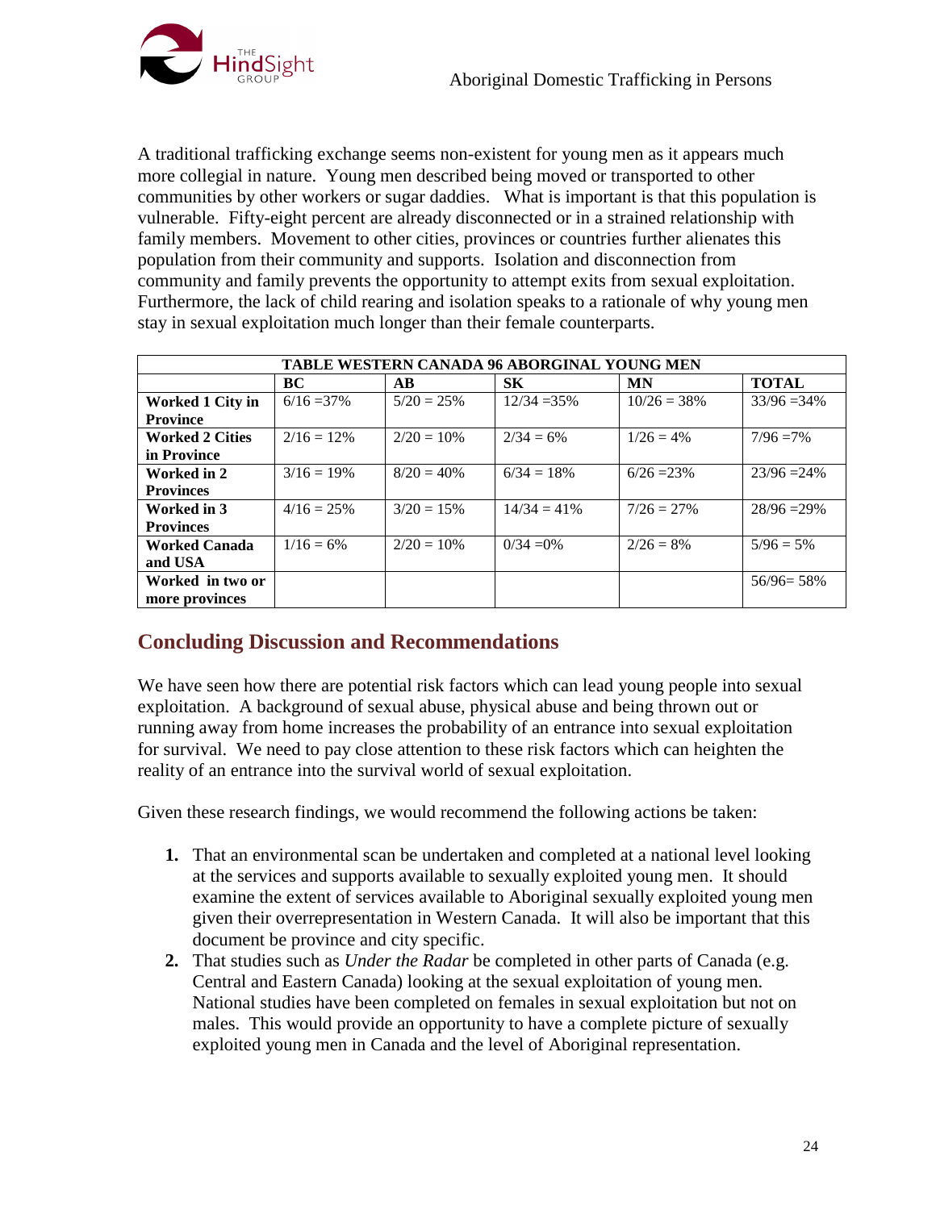A traditional trafficking exchange seems non-existent for young men as it appears much more collegial in nature. Young men described being moved or transported to other communities by other workers or sugar daddies. What is important is that this population is vulnerable. Fifty-eight percent are already disconnected or in a strained relationship with family members. Movement to other cities, provinces or countries further alienates this population from their community and supports. Isolation and disconnection from community and family prevents the opportunity to attempt exits from sexual exploitation. Furthermore, the lack of child rearing and isolation speaks to a rationale of why young men stay in sexual exploitation much longer than their female counterparts.

| TABLE WESTERN CANADA 96 ABORIGINAL YOUNG MEN | | | | | |
|---|---|---|---|---|---|
| | **BC** | **AB** | **SK** | **MN** | **TOTAL** |
| **Worked 1 City in Province** | 6/16 =37% | 5/20 = 25% | 12/34 =35% | 10/26 = 38% | 33/96 =34% |
| **Worked 2 Cities in Province** | 2/16 = 12% | 2/20 = 10% | 2/34 = 6% | 1/26 = 4% | 7/96 =7% |
| **Worked in 2 Provinces** | 3/16 = 19% | 8/20 = 40% | 6/34 = 18% | 6/26 =23% | 23/96 =24% |
| **Worked in 3 Provinces** | 4/16 = 25% | 3/20 = 15% | 14/34 = 41% | 7/26 = 27% | 28/96 =29% |
| **Worked Canada and USA** | 1/16 = 6% | 2/20 = 10% | 0/34 =0% | 2/26 = 8% | 5/96 = 5% |
| **Worked in two or more provinces** | | | | | 56/96= 58% |

## Concluding Discussion and Recommendations

We have seen how there are potential risk factors which can lead young people into sexual exploitation. A background of sexual abuse, physical abuse and being thrown out or running away from home increases the probability of an entrance into sexual exploitation for survival. We need to pay close attention to these risk factors which can heighten the reality of an entrance into the survival world of sexual exploitation.

Given these research findings, we would recommend the following actions be taken:

1. That an environmental scan be undertaken and completed at a national level looking at the services and supports available to sexually exploited young men. It should examine the extent of services available to Aboriginal sexually exploited young men given their overrepresentation in Western Canada. It will also be important that this document be province and city specific.
2. That studies such as *Under the Radar* be completed in other parts of Canada (e.g. Central and Eastern Canada) looking at the sexual exploitation of young men. National studies have been completed on females in sexual exploitation but not on males. This would provide an opportunity to have a complete picture of sexually exploited young men in Canada and the level of Aboriginal representation.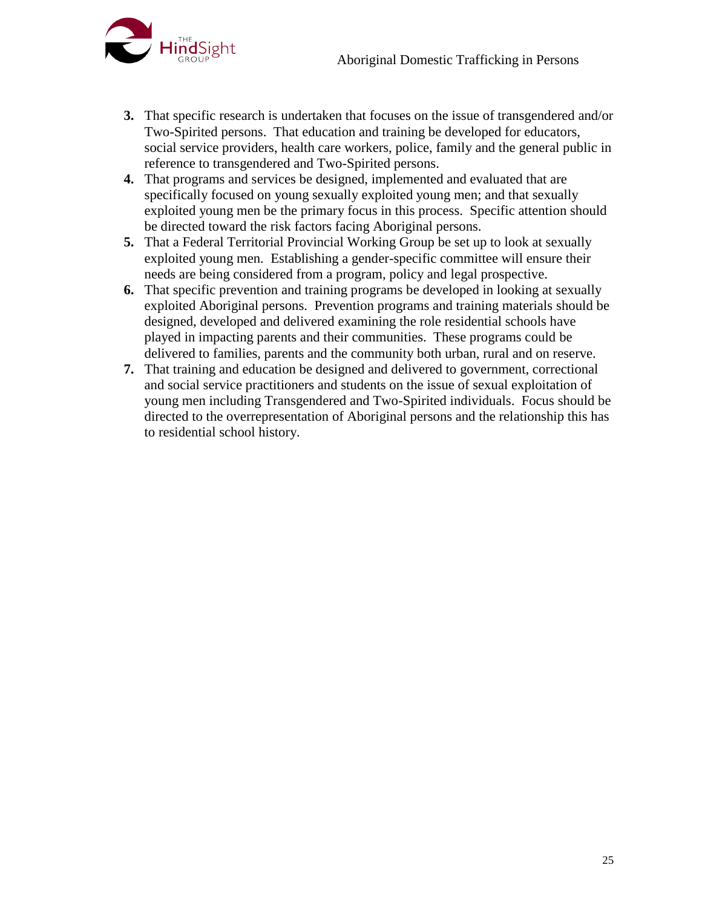3. That specific research is undertaken that focuses on the issue of transgendered and/or Two-Spirited persons. That education and training be developed for educators, social service providers, health care workers, police, family and the general public in reference to transgendered and Two-Spirited persons.
4. That programs and services be designed, implemented and evaluated that are specifically focused on young sexually exploited young men; and that sexually exploited young men be the primary focus in this process. Specific attention should be directed toward the risk factors facing Aboriginal persons.
5. That a Federal Territorial Provincial Working Group be set up to look at sexually exploited young men. Establishing a gender-specific committee will ensure their needs are being considered from a program, policy and legal prospective.
6. That specific prevention and training programs be developed in looking at sexually exploited Aboriginal persons. Prevention programs and training materials should be designed, developed and delivered examining the role residential schools have played in impacting parents and their communities. These programs could be delivered to families, parents and the community both urban, rural and on reserve.
7. That training and education be designed and delivered to government, correctional and social service practitioners and students on the issue of sexual exploitation of young men including Transgendered and Two-Spirited individuals. Focus should be directed to the overrepresentation of Aboriginal persons and the relationship this has to residential school history.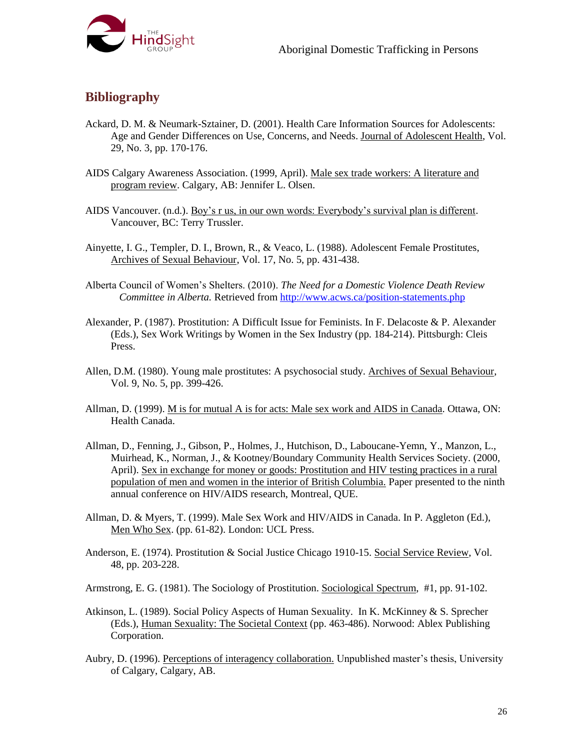## Bibliography

Ackard, D. M. & Neumark-Sztainer, D. (2001). Health Care Information Sources for Adolescents: Age and Gender Differences on Use, Concerns, and Needs. Journal of Adolescent Health, Vol. 29, No. 3, pp. 170-176.

AIDS Calgary Awareness Association. (1999, April). Male sex trade workers: A literature and program review. Calgary, AB: Jennifer L. Olsen.

AIDS Vancouver. (n.d.). Boy's r us, in our own words: Everybody's survival plan is different. Vancouver, BC: Terry Trussler.

Ainyette, I. G., Templer, D. I., Brown, R., & Veaco, L. (1988). Adolescent Female Prostitutes, Archives of Sexual Behaviour, Vol. 17, No. 5, pp. 431-438.

Alberta Council of Women's Shelters. (2010). *The Need for a Domestic Violence Death Review Committee in Alberta.* Retrieved from http://www.acws.ca/position-statements.php

Alexander, P. (1987). Prostitution: A Difficult Issue for Feminists. In F. Delacoste & P. Alexander (Eds.), Sex Work Writings by Women in the Sex Industry (pp. 184-214). Pittsburgh: Cleis Press.

Allen, D.M. (1980). Young male prostitutes: A psychosocial study. Archives of Sexual Behaviour, Vol. 9, No. 5, pp. 399-426.

Allman, D. (1999). M is for mutual A is for acts: Male sex work and AIDS in Canada. Ottawa, ON: Health Canada.

Allman, D., Fenning, J., Gibson, P., Holmes, J., Hutchison, D., Laboucane-Yemn, Y., Manzon, L., Muirhead, K., Norman, J., & Kootney/Boundary Community Health Services Society. (2000, April). Sex in exchange for money or goods: Prostitution and HIV testing practices in a rural population of men and women in the interior of British Columbia. Paper presented to the ninth annual conference on HIV/AIDS research, Montreal, QUE.

Allman, D. & Myers, T. (1999). Male Sex Work and HIV/AIDS in Canada. In P. Aggleton (Ed.), Men Who Sex. (pp. 61-82). London: UCL Press.

Anderson, E. (1974). Prostitution & Social Justice Chicago 1910-15. Social Service Review, Vol. 48, pp. 203-228.

Armstrong, E. G. (1981). The Sociology of Prostitution. Sociological Spectrum, #1, pp. 91-102.

Atkinson, L. (1989). Social Policy Aspects of Human Sexuality. In K. McKinney & S. Sprecher (Eds.), Human Sexuality: The Societal Context (pp. 463-486). Norwood: Ablex Publishing Corporation.

Aubry, D. (1996). Perceptions of interagency collaboration. Unpublished master's thesis, University of Calgary, Calgary, AB.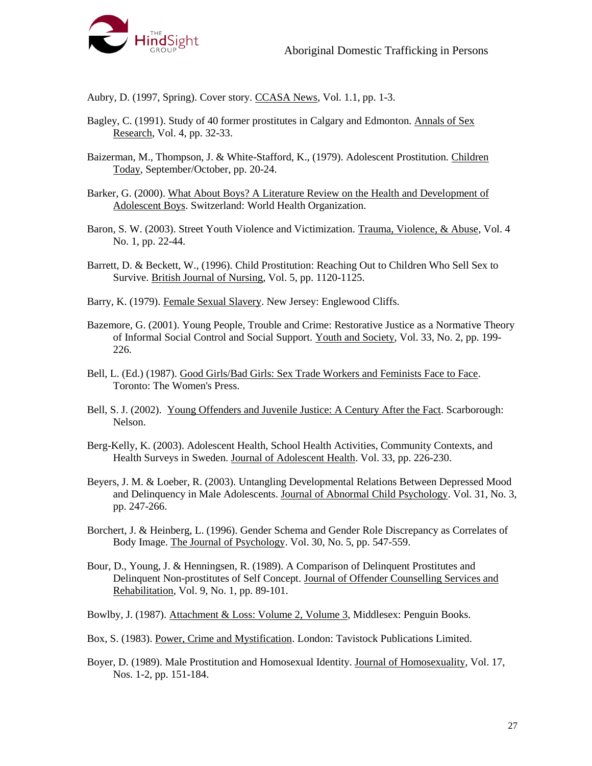Aubry, D. (1997, Spring). Cover story. CCASA News, Vol. 1.1, pp. 1-3.

Bagley, C. (1991). Study of 40 former prostitutes in Calgary and Edmonton. Annals of Sex Research, Vol. 4, pp. 32-33.

Baizerman, M., Thompson, J. & White-Stafford, K., (1979). Adolescent Prostitution. Children Today, September/October, pp. 20-24.

Barker, G. (2000). What About Boys? A Literature Review on the Health and Development of Adolescent Boys. Switzerland: World Health Organization.

Baron, S. W. (2003). Street Youth Violence and Victimization. Trauma, Violence, & Abuse, Vol. 4 No. 1, pp. 22-44.

Barrett, D. & Beckett, W., (1996). Child Prostitution: Reaching Out to Children Who Sell Sex to Survive. British Journal of Nursing, Vol. 5, pp. 1120-1125.

Barry, K. (1979). Female Sexual Slavery. New Jersey: Englewood Cliffs.

Bazemore, G. (2001). Young People, Trouble and Crime: Restorative Justice as a Normative Theory of Informal Social Control and Social Support. Youth and Society, Vol. 33, No. 2, pp. 199-226.

Bell, L. (Ed.) (1987). Good Girls/Bad Girls: Sex Trade Workers and Feminists Face to Face. Toronto: The Women's Press.

Bell, S. J. (2002). Young Offenders and Juvenile Justice: A Century After the Fact. Scarborough: Nelson.

Berg-Kelly, K. (2003). Adolescent Health, School Health Activities, Community Contexts, and Health Surveys in Sweden. Journal of Adolescent Health. Vol. 33, pp. 226-230.

Beyers, J. M. & Loeber, R. (2003). Untangling Developmental Relations Between Depressed Mood and Delinquency in Male Adolescents. Journal of Abnormal Child Psychology. Vol. 31, No. 3, pp. 247-266.

Borchert, J. & Heinberg, L. (1996). Gender Schema and Gender Role Discrepancy as Correlates of Body Image. The Journal of Psychology. Vol. 30, No. 5, pp. 547-559.

Bour, D., Young, J. & Henningsen, R. (1989). A Comparison of Delinquent Prostitutes and Delinquent Non-prostitutes of Self Concept. Journal of Offender Counselling Services and Rehabilitation, Vol. 9, No. 1, pp. 89-101.

Bowlby, J. (1987). Attachment & Loss: Volume 2, Volume 3, Middlesex: Penguin Books.

Box, S. (1983). Power, Crime and Mystification. London: Tavistock Publications Limited.

Boyer, D. (1989). Male Prostitution and Homosexual Identity. Journal of Homosexuality, Vol. 17, Nos. 1-2, pp. 151-184.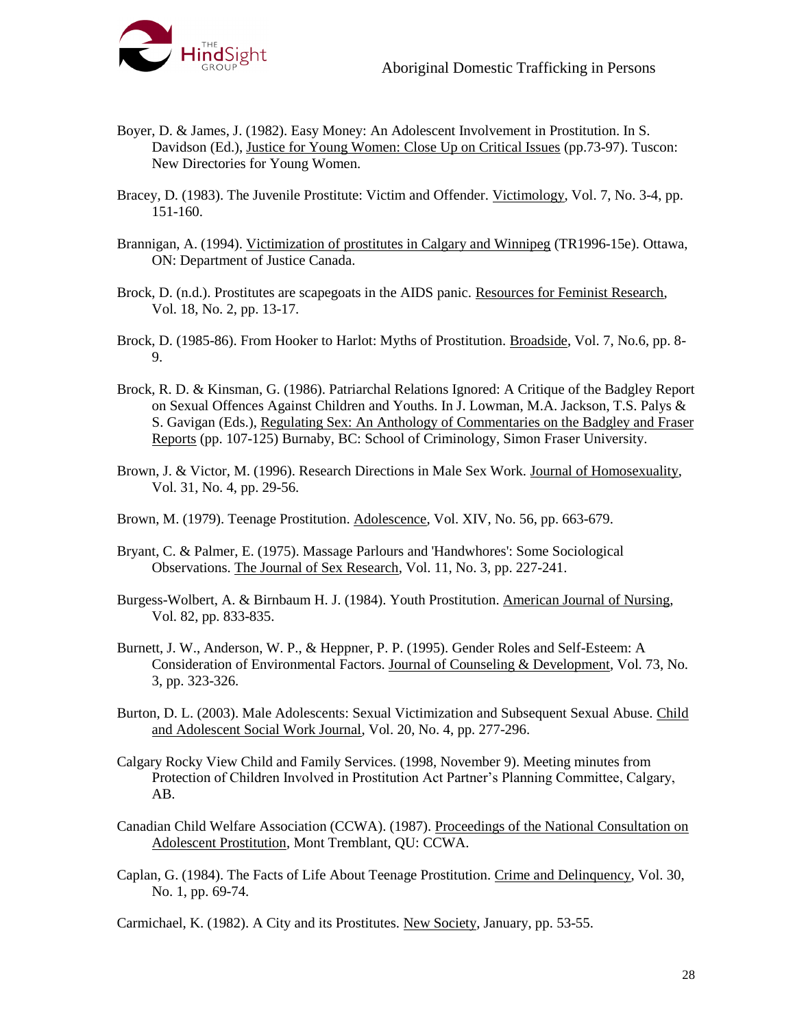Boyer, D. & James, J. (1982). Easy Money: An Adolescent Involvement in Prostitution. In S. Davidson (Ed.), Justice for Young Women: Close Up on Critical Issues (pp.73-97). Tuscon: New Directories for Young Women.

Bracey, D. (1983). The Juvenile Prostitute: Victim and Offender. Victimology, Vol. 7, No. 3-4, pp. 151-160.

Brannigan, A. (1994). Victimization of prostitutes in Calgary and Winnipeg (TR1996-15e). Ottawa, ON: Department of Justice Canada.

Brock, D. (n.d.). Prostitutes are scapegoats in the AIDS panic. Resources for Feminist Research, Vol. 18, No. 2, pp. 13-17.

Brock, D. (1985-86). From Hooker to Harlot: Myths of Prostitution. Broadside, Vol. 7, No.6, pp. 8-9.

Brock, R. D. & Kinsman, G. (1986). Patriarchal Relations Ignored: A Critique of the Badgley Report on Sexual Offences Against Children and Youths. In J. Lowman, M.A. Jackson, T.S. Palys & S. Gavigan (Eds.), Regulating Sex: An Anthology of Commentaries on the Badgley and Fraser Reports (pp. 107-125) Burnaby, BC: School of Criminology, Simon Fraser University.

Brown, J. & Victor, M. (1996). Research Directions in Male Sex Work. Journal of Homosexuality, Vol. 31, No. 4, pp. 29-56.

Brown, M. (1979). Teenage Prostitution. Adolescence, Vol. XIV, No. 56, pp. 663-679.

Bryant, C. & Palmer, E. (1975). Massage Parlours and 'Handwhores': Some Sociological Observations. The Journal of Sex Research, Vol. 11, No. 3, pp. 227-241.

Burgess-Wolbert, A. & Birnbaum H. J. (1984). Youth Prostitution. American Journal of Nursing, Vol. 82, pp. 833-835.

Burnett, J. W., Anderson, W. P., & Heppner, P. P. (1995). Gender Roles and Self-Esteem: A Consideration of Environmental Factors. Journal of Counseling & Development, Vol. 73, No. 3, pp. 323-326.

Burton, D. L. (2003). Male Adolescents: Sexual Victimization and Subsequent Sexual Abuse. Child and Adolescent Social Work Journal, Vol. 20, No. 4, pp. 277-296.

Calgary Rocky View Child and Family Services. (1998, November 9). Meeting minutes from Protection of Children Involved in Prostitution Act Partner's Planning Committee, Calgary, AB.

Canadian Child Welfare Association (CCWA). (1987). Proceedings of the National Consultation on Adolescent Prostitution, Mont Tremblant, QU: CCWA.

Caplan, G. (1984). The Facts of Life About Teenage Prostitution. Crime and Delinquency, Vol. 30, No. 1, pp. 69-74.

Carmichael, K. (1982). A City and its Prostitutes. New Society, January, pp. 53-55.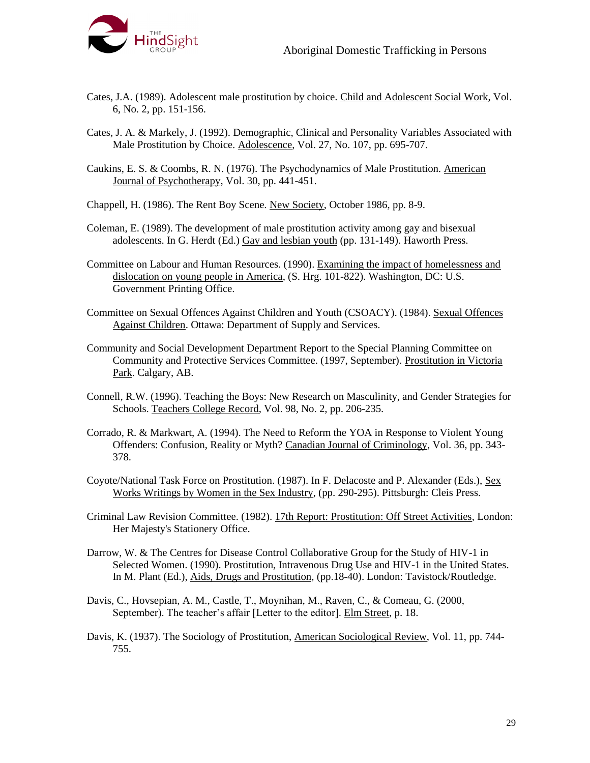Cates, J.A. (1989). Adolescent male prostitution by choice. Child and Adolescent Social Work, Vol. 6, No. 2, pp. 151-156.

Cates, J. A. & Markely, J. (1992). Demographic, Clinical and Personality Variables Associated with Male Prostitution by Choice. Adolescence, Vol. 27, No. 107, pp. 695-707.

Caukins, E. S. & Coombs, R. N. (1976). The Psychodynamics of Male Prostitution. American Journal of Psychotherapy, Vol. 30, pp. 441-451.

Chappell, H. (1986). The Rent Boy Scene. New Society, October 1986, pp. 8-9.

Coleman, E. (1989). The development of male prostitution activity among gay and bisexual adolescents. In G. Herdt (Ed.) Gay and lesbian youth (pp. 131-149). Haworth Press.

Committee on Labour and Human Resources. (1990). Examining the impact of homelessness and dislocation on young people in America, (S. Hrg. 101-822). Washington, DC: U.S. Government Printing Office.

Committee on Sexual Offences Against Children and Youth (CSOACY). (1984). Sexual Offences Against Children. Ottawa: Department of Supply and Services.

Community and Social Development Department Report to the Special Planning Committee on Community and Protective Services Committee. (1997, September). Prostitution in Victoria Park. Calgary, AB.

Connell, R.W. (1996). Teaching the Boys: New Research on Masculinity, and Gender Strategies for Schools. Teachers College Record, Vol. 98, No. 2, pp. 206-235.

Corrado, R. & Markwart, A. (1994). The Need to Reform the YOA in Response to Violent Young Offenders: Confusion, Reality or Myth? Canadian Journal of Criminology, Vol. 36, pp. 343-378.

Coyote/National Task Force on Prostitution. (1987). In F. Delacoste and P. Alexander (Eds.), Sex Works Writings by Women in the Sex Industry, (pp. 290-295). Pittsburgh: Cleis Press.

Criminal Law Revision Committee. (1982). 17th Report: Prostitution: Off Street Activities, London: Her Majesty's Stationery Office.

Darrow, W. & The Centres for Disease Control Collaborative Group for the Study of HIV-1 in Selected Women. (1990). Prostitution, Intravenous Drug Use and HIV-1 in the United States. In M. Plant (Ed.), Aids, Drugs and Prostitution, (pp.18-40). London: Tavistock/Routledge.

Davis, C., Hovsepian, A. M., Castle, T., Moynihan, M., Raven, C., & Comeau, G. (2000, September). The teacher's affair [Letter to the editor]. Elm Street, p. 18.

Davis, K. (1937). The Sociology of Prostitution, American Sociological Review, Vol. 11, pp. 744-755.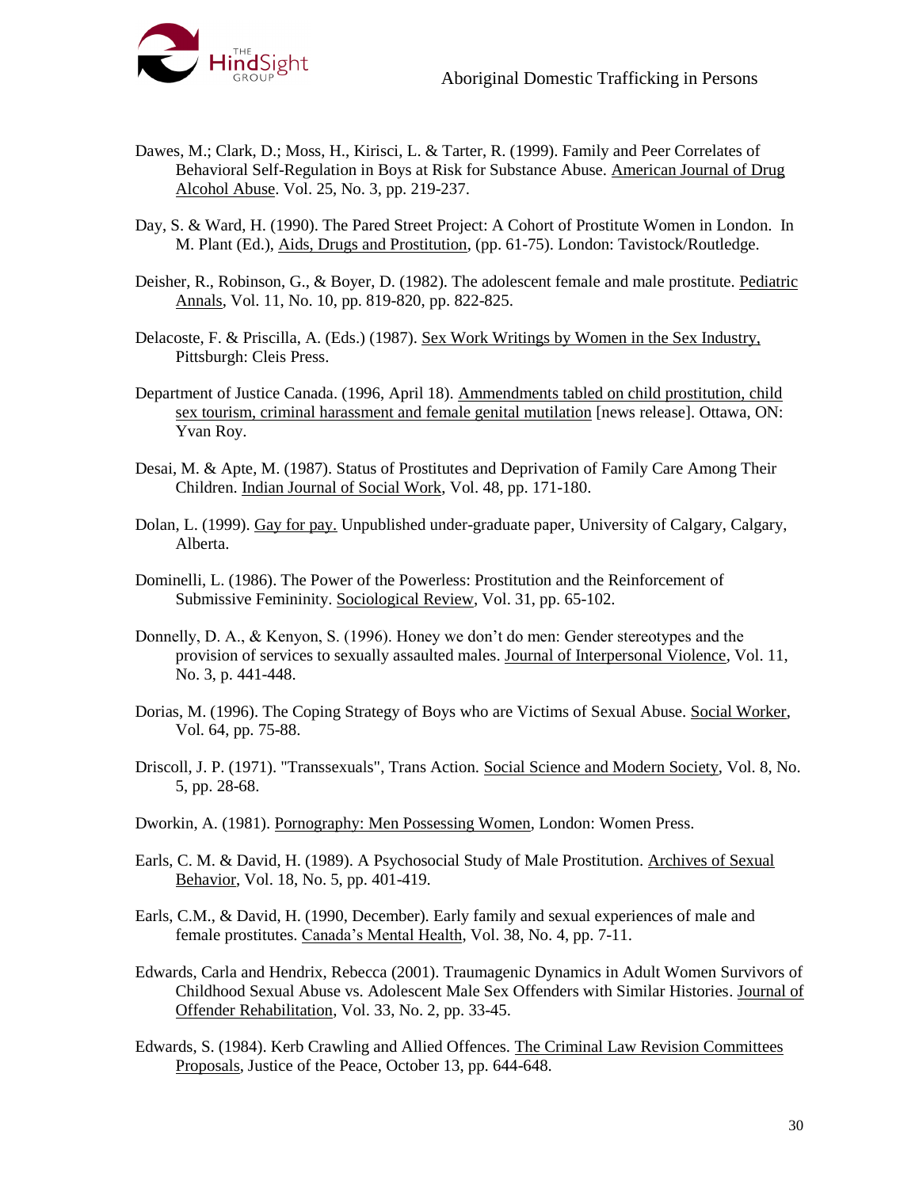Dawes, M.; Clark, D.; Moss, H., Kirisci, L. & Tarter, R. (1999). Family and Peer Correlates of Behavioral Self-Regulation in Boys at Risk for Substance Abuse. American Journal of Drug Alcohol Abuse. Vol. 25, No. 3, pp. 219-237.

Day, S. & Ward, H. (1990). The Pared Street Project: A Cohort of Prostitute Women in London. In M. Plant (Ed.), Aids, Drugs and Prostitution, (pp. 61-75). London: Tavistock/Routledge.

Deisher, R., Robinson, G., & Boyer, D. (1982). The adolescent female and male prostitute. Pediatric Annals, Vol. 11, No. 10, pp. 819-820, pp. 822-825.

Delacoste, F. & Priscilla, A. (Eds.) (1987). Sex Work Writings by Women in the Sex Industry, Pittsburgh: Cleis Press.

Department of Justice Canada. (1996, April 18). Ammendments tabled on child prostitution, child sex tourism, criminal harassment and female genital mutilation [news release]. Ottawa, ON: Yvan Roy.

Desai, M. & Apte, M. (1987). Status of Prostitutes and Deprivation of Family Care Among Their Children. Indian Journal of Social Work, Vol. 48, pp. 171-180.

Dolan, L. (1999). Gay for pay. Unpublished under-graduate paper, University of Calgary, Calgary, Alberta.

Dominelli, L. (1986). The Power of the Powerless: Prostitution and the Reinforcement of Submissive Femininity. Sociological Review, Vol. 31, pp. 65-102.

Donnelly, D. A., & Kenyon, S. (1996). Honey we don't do men: Gender stereotypes and the provision of services to sexually assaulted males. Journal of Interpersonal Violence, Vol. 11, No. 3, p. 441-448.

Dorias, M. (1996). The Coping Strategy of Boys who are Victims of Sexual Abuse. Social Worker, Vol. 64, pp. 75-88.

Driscoll, J. P. (1971). "Transsexuals", Trans Action. Social Science and Modern Society, Vol. 8, No. 5, pp. 28-68.

Dworkin, A. (1981). Pornography: Men Possessing Women, London: Women Press.

Earls, C. M. & David, H. (1989). A Psychosocial Study of Male Prostitution. Archives of Sexual Behavior, Vol. 18, No. 5, pp. 401-419.

Earls, C.M., & David, H. (1990, December). Early family and sexual experiences of male and female prostitutes. Canada's Mental Health, Vol. 38, No. 4, pp. 7-11.

Edwards, Carla and Hendrix, Rebecca (2001). Traumagenic Dynamics in Adult Women Survivors of Childhood Sexual Abuse vs. Adolescent Male Sex Offenders with Similar Histories. Journal of Offender Rehabilitation, Vol. 33, No. 2, pp. 33-45.

Edwards, S. (1984). Kerb Crawling and Allied Offences. The Criminal Law Revision Committees Proposals, Justice of the Peace, October 13, pp. 644-648.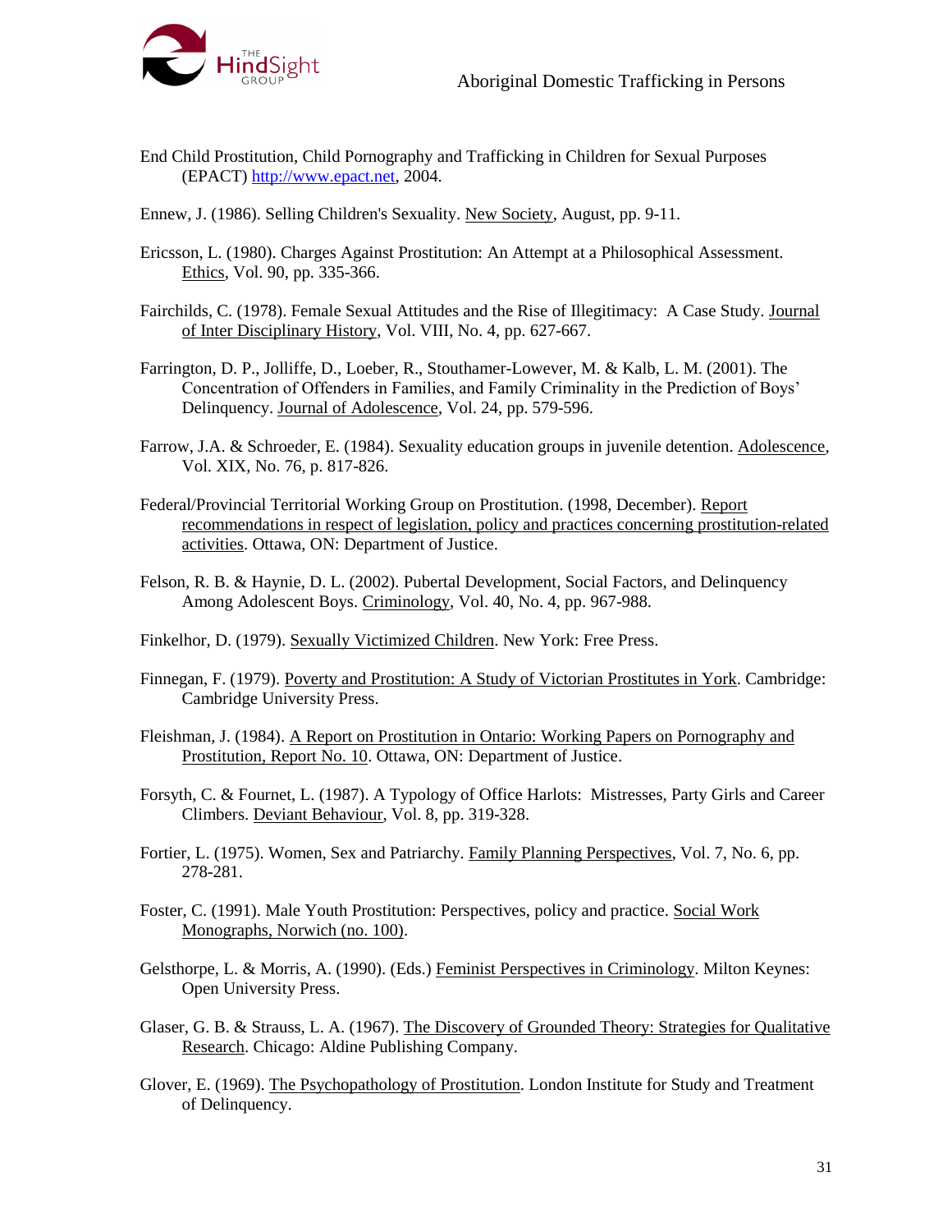End Child Prostitution, Child Pornography and Trafficking in Children for Sexual Purposes (EPACT) http://www.epact.net, 2004.

Ennew, J. (1986). Selling Children's Sexuality. New Society, August, pp. 9-11.

Ericsson, L. (1980). Charges Against Prostitution: An Attempt at a Philosophical Assessment. Ethics, Vol. 90, pp. 335-366.

Fairchilds, C. (1978). Female Sexual Attitudes and the Rise of Illegitimacy: A Case Study. Journal of Inter Disciplinary History, Vol. VIII, No. 4, pp. 627-667.

Farrington, D. P., Jolliffe, D., Loeber, R., Stouthamer-Lowever, M. & Kalb, L. M. (2001). The Concentration of Offenders in Families, and Family Criminality in the Prediction of Boys' Delinquency. Journal of Adolescence, Vol. 24, pp. 579-596.

Farrow, J.A. & Schroeder, E. (1984). Sexuality education groups in juvenile detention. Adolescence, Vol. XIX, No. 76, p. 817-826.

Federal/Provincial Territorial Working Group on Prostitution. (1998, December). Report recommendations in respect of legislation, policy and practices concerning prostitution-related activities. Ottawa, ON: Department of Justice.

Felson, R. B. & Haynie, D. L. (2002). Pubertal Development, Social Factors, and Delinquency Among Adolescent Boys. Criminology, Vol. 40, No. 4, pp. 967-988.

Finkelhor, D. (1979). Sexually Victimized Children. New York: Free Press.

Finnegan, F. (1979). Poverty and Prostitution: A Study of Victorian Prostitutes in York. Cambridge: Cambridge University Press.

Fleishman, J. (1984). A Report on Prostitution in Ontario: Working Papers on Pornography and Prostitution, Report No. 10. Ottawa, ON: Department of Justice.

Forsyth, C. & Fournet, L. (1987). A Typology of Office Harlots: Mistresses, Party Girls and Career Climbers. Deviant Behaviour, Vol. 8, pp. 319-328.

Fortier, L. (1975). Women, Sex and Patriarchy. Family Planning Perspectives, Vol. 7, No. 6, pp. 278-281.

Foster, C. (1991). Male Youth Prostitution: Perspectives, policy and practice. Social Work Monographs, Norwich (no. 100).

Gelsthorpe, L. & Morris, A. (1990). (Eds.) Feminist Perspectives in Criminology. Milton Keynes: Open University Press.

Glaser, G. B. & Strauss, L. A. (1967). The Discovery of Grounded Theory: Strategies for Qualitative Research. Chicago: Aldine Publishing Company.

Glover, E. (1969). The Psychopathology of Prostitution. London Institute for Study and Treatment of Delinquency.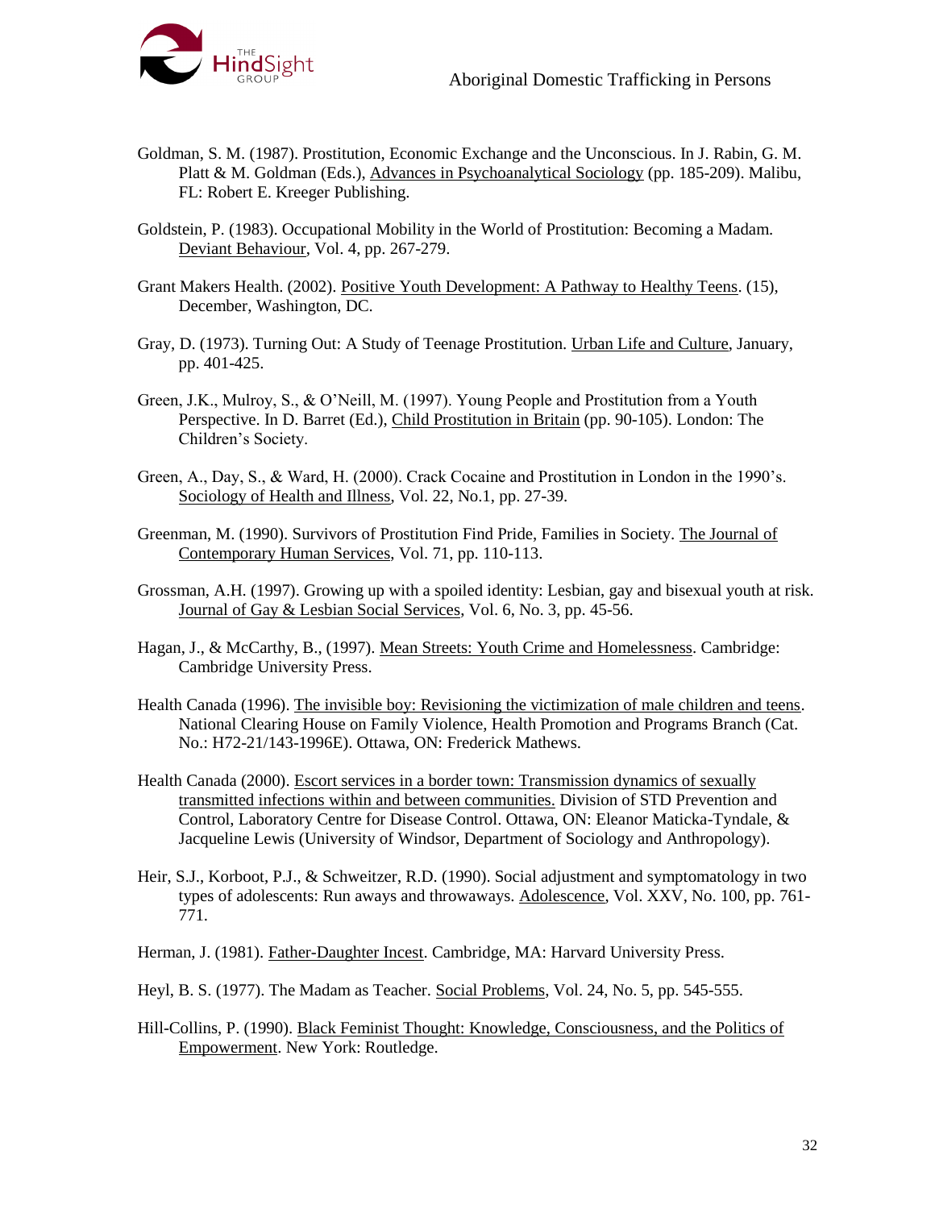Goldman, S. M. (1987). Prostitution, Economic Exchange and the Unconscious. In J. Rabin, G. M. Platt & M. Goldman (Eds.), Advances in Psychoanalytical Sociology (pp. 185-209). Malibu, FL: Robert E. Kreeger Publishing.

Goldstein, P. (1983). Occupational Mobility in the World of Prostitution: Becoming a Madam. Deviant Behaviour, Vol. 4, pp. 267-279.

Grant Makers Health. (2002). Positive Youth Development: A Pathway to Healthy Teens. (15), December, Washington, DC.

Gray, D. (1973). Turning Out: A Study of Teenage Prostitution. Urban Life and Culture, January, pp. 401-425.

Green, J.K., Mulroy, S., & O'Neill, M. (1997). Young People and Prostitution from a Youth Perspective. In D. Barret (Ed.), Child Prostitution in Britain (pp. 90-105). London: The Children's Society.

Green, A., Day, S., & Ward, H. (2000). Crack Cocaine and Prostitution in London in the 1990's. Sociology of Health and Illness, Vol. 22, No.1, pp. 27-39.

Greenman, M. (1990). Survivors of Prostitution Find Pride, Families in Society. The Journal of Contemporary Human Services, Vol. 71, pp. 110-113.

Grossman, A.H. (1997). Growing up with a spoiled identity: Lesbian, gay and bisexual youth at risk. Journal of Gay & Lesbian Social Services, Vol. 6, No. 3, pp. 45-56.

Hagan, J., & McCarthy, B., (1997). Mean Streets: Youth Crime and Homelessness. Cambridge: Cambridge University Press.

Health Canada (1996). The invisible boy: Revisioning the victimization of male children and teens. National Clearing House on Family Violence, Health Promotion and Programs Branch (Cat. No.: H72-21/143-1996E). Ottawa, ON: Frederick Mathews.

Health Canada (2000). Escort services in a border town: Transmission dynamics of sexually transmitted infections within and between communities. Division of STD Prevention and Control, Laboratory Centre for Disease Control. Ottawa, ON: Eleanor Maticka-Tyndale, & Jacqueline Lewis (University of Windsor, Department of Sociology and Anthropology).

Heir, S.J., Korboot, P.J., & Schweitzer, R.D. (1990). Social adjustment and symptomatology in two types of adolescents: Run aways and throwaways. Adolescence, Vol. XXV, No. 100, pp. 761-771.

Herman, J. (1981). Father-Daughter Incest. Cambridge, MA: Harvard University Press.

Heyl, B. S. (1977). The Madam as Teacher. Social Problems, Vol. 24, No. 5, pp. 545-555.

Hill-Collins, P. (1990). Black Feminist Thought: Knowledge, Consciousness, and the Politics of Empowerment. New York: Routledge.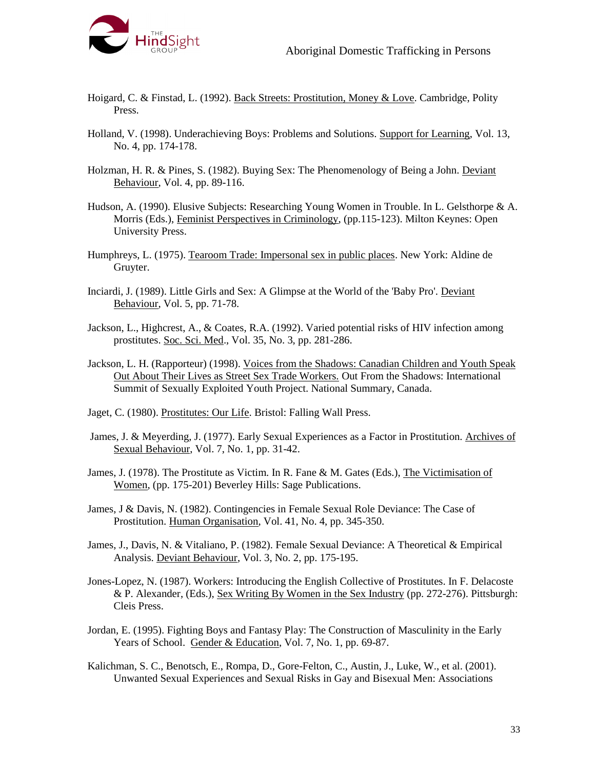Hoigard, C. & Finstad, L. (1992). Back Streets: Prostitution, Money & Love. Cambridge, Polity Press.

Holland, V. (1998). Underachieving Boys: Problems and Solutions. Support for Learning, Vol. 13, No. 4, pp. 174-178.

Holzman, H. R. & Pines, S. (1982). Buying Sex: The Phenomenology of Being a John. Deviant Behaviour, Vol. 4, pp. 89-116.

Hudson, A. (1990). Elusive Subjects: Researching Young Women in Trouble. In L. Gelsthorpe & A. Morris (Eds.), Feminist Perspectives in Criminology, (pp.115-123). Milton Keynes: Open University Press.

Humphreys, L. (1975). Tearoom Trade: Impersonal sex in public places. New York: Aldine de Gruyter.

Inciardi, J. (1989). Little Girls and Sex: A Glimpse at the World of the 'Baby Pro'. Deviant Behaviour, Vol. 5, pp. 71-78.

Jackson, L., Highcrest, A., & Coates, R.A. (1992). Varied potential risks of HIV infection among prostitutes. Soc. Sci. Med., Vol. 35, No. 3, pp. 281-286.

Jackson, L. H. (Rapporteur) (1998). Voices from the Shadows: Canadian Children and Youth Speak Out About Their Lives as Street Sex Trade Workers. Out From the Shadows: International Summit of Sexually Exploited Youth Project. National Summary, Canada.

Jaget, C. (1980). Prostitutes: Our Life. Bristol: Falling Wall Press.

James, J. & Meyerding, J. (1977). Early Sexual Experiences as a Factor in Prostitution. Archives of Sexual Behaviour, Vol. 7, No. 1, pp. 31-42.

James, J. (1978). The Prostitute as Victim. In R. Fane & M. Gates (Eds.), The Victimisation of Women, (pp. 175-201) Beverley Hills: Sage Publications.

James, J & Davis, N. (1982). Contingencies in Female Sexual Role Deviance: The Case of Prostitution. Human Organisation, Vol. 41, No. 4, pp. 345-350.

James, J., Davis, N. & Vitaliano, P. (1982). Female Sexual Deviance: A Theoretical & Empirical Analysis. Deviant Behaviour, Vol. 3, No. 2, pp. 175-195.

Jones-Lopez, N. (1987). Workers: Introducing the English Collective of Prostitutes. In F. Delacoste & P. Alexander, (Eds.), Sex Writing By Women in the Sex Industry (pp. 272-276). Pittsburgh: Cleis Press.

Jordan, E. (1995). Fighting Boys and Fantasy Play: The Construction of Masculinity in the Early Years of School. Gender & Education, Vol. 7, No. 1, pp. 69-87.

Kalichman, S. C., Benotsch, E., Rompa, D., Gore-Felton, C., Austin, J., Luke, W., et al. (2001). Unwanted Sexual Experiences and Sexual Risks in Gay and Bisexual Men: Associations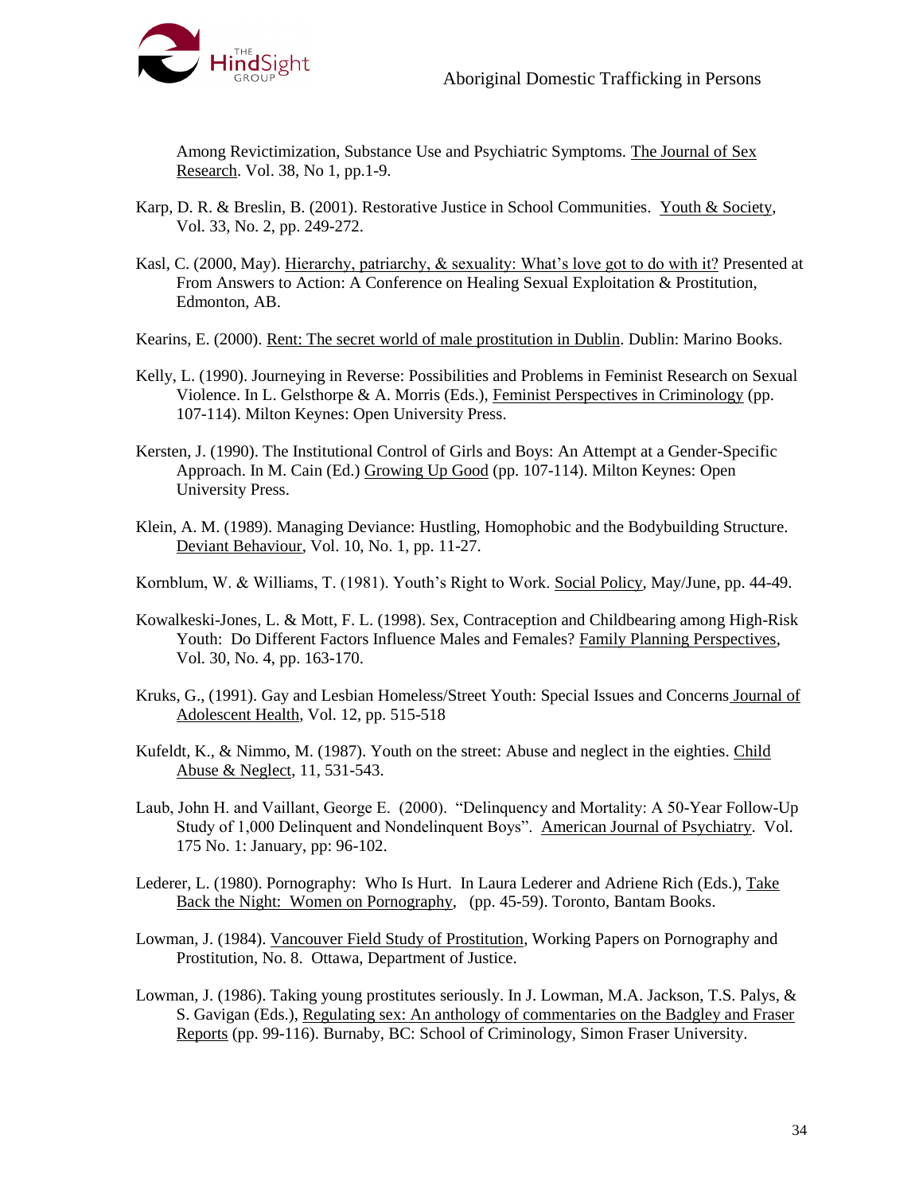Among Revictimization, Substance Use and Psychiatric Symptoms. The Journal of Sex Research. Vol. 38, No 1, pp.1-9.

Karp, D. R. & Breslin, B. (2001). Restorative Justice in School Communities. Youth & Society, Vol. 33, No. 2, pp. 249-272.

Kasl, C. (2000, May). Hierarchy, patriarchy, & sexuality: What's love got to do with it? Presented at From Answers to Action: A Conference on Healing Sexual Exploitation & Prostitution, Edmonton, AB.

Kearins, E. (2000). Rent: The secret world of male prostitution in Dublin. Dublin: Marino Books.

Kelly, L. (1990). Journeying in Reverse: Possibilities and Problems in Feminist Research on Sexual Violence. In L. Gelsthorpe & A. Morris (Eds.), Feminist Perspectives in Criminology (pp. 107-114). Milton Keynes: Open University Press.

Kersten, J. (1990). The Institutional Control of Girls and Boys: An Attempt at a Gender-Specific Approach. In M. Cain (Ed.) Growing Up Good (pp. 107-114). Milton Keynes: Open University Press.

Klein, A. M. (1989). Managing Deviance: Hustling, Homophobic and the Bodybuilding Structure. Deviant Behaviour, Vol. 10, No. 1, pp. 11-27.

Kornblum, W. & Williams, T. (1981). Youth's Right to Work. Social Policy, May/June, pp. 44-49.

Kowalkeski-Jones, L. & Mott, F. L. (1998). Sex, Contraception and Childbearing among High-Risk Youth: Do Different Factors Influence Males and Females? Family Planning Perspectives, Vol. 30, No. 4, pp. 163-170.

Kruks, G., (1991). Gay and Lesbian Homeless/Street Youth: Special Issues and Concerns Journal of Adolescent Health, Vol. 12, pp. 515-518

Kufeldt, K., & Nimmo, M. (1987). Youth on the street: Abuse and neglect in the eighties. Child Abuse & Neglect, 11, 531-543.

Laub, John H. and Vaillant, George E. (2000). "Delinquency and Mortality: A 50-Year Follow-Up Study of 1,000 Delinquent and Nondelinquent Boys". American Journal of Psychiatry. Vol. 175 No. 1: January, pp: 96-102.

Lederer, L. (1980). Pornography: Who Is Hurt. In Laura Lederer and Adriene Rich (Eds.), Take Back the Night: Women on Pornography, (pp. 45-59). Toronto, Bantam Books.

Lowman, J. (1984). Vancouver Field Study of Prostitution, Working Papers on Pornography and Prostitution, No. 8. Ottawa, Department of Justice.

Lowman, J. (1986). Taking young prostitutes seriously. In J. Lowman, M.A. Jackson, T.S. Palys, & S. Gavigan (Eds.), Regulating sex: An anthology of commentaries on the Badgley and Fraser Reports (pp. 99-116). Burnaby, BC: School of Criminology, Simon Fraser University.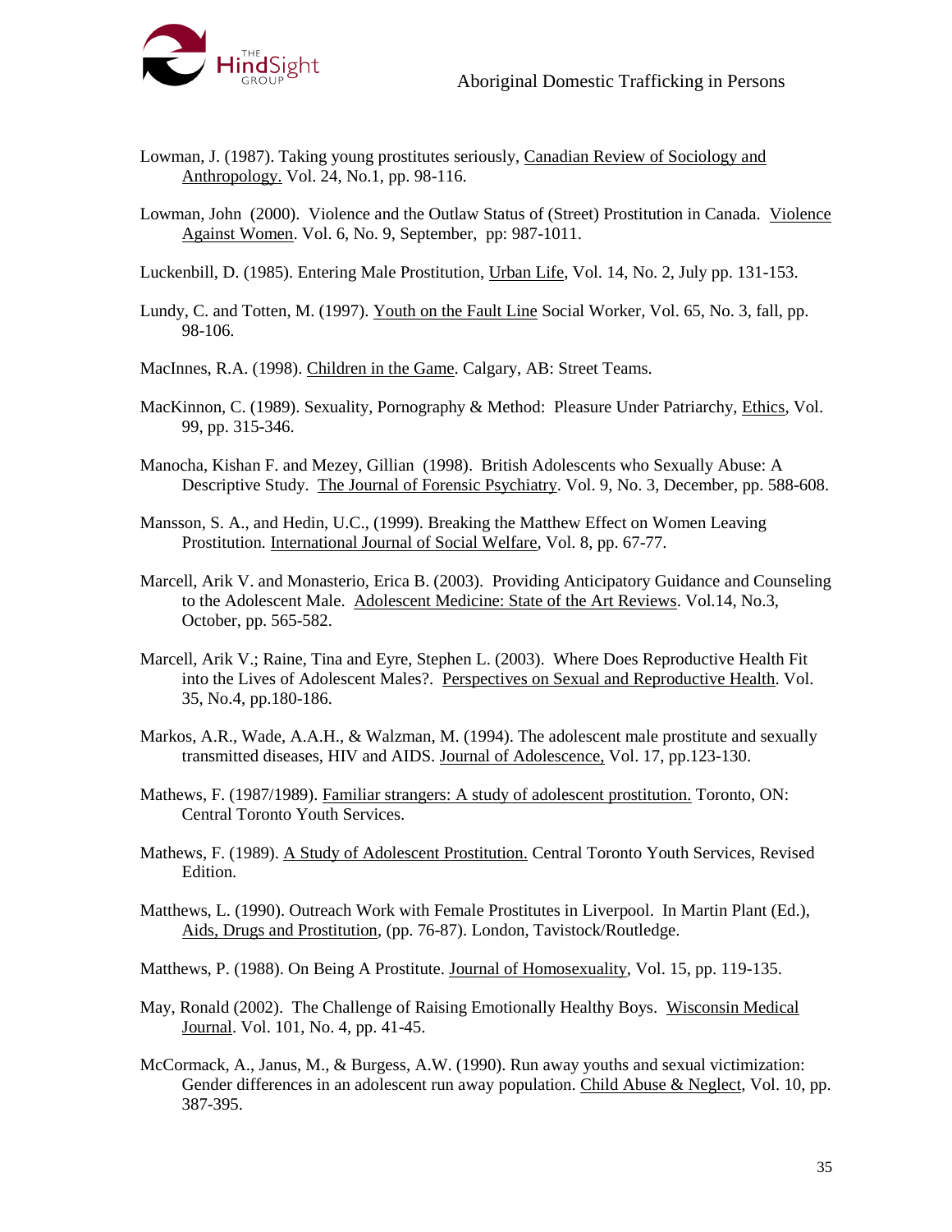Lowman, J. (1987). Taking young prostitutes seriously, Canadian Review of Sociology and Anthropology. Vol. 24, No.1, pp. 98-116.

Lowman, John (2000). Violence and the Outlaw Status of (Street) Prostitution in Canada. Violence Against Women. Vol. 6, No. 9, September, pp: 987-1011.

Luckenbill, D. (1985). Entering Male Prostitution, Urban Life, Vol. 14, No. 2, July pp. 131-153.

Lundy, C. and Totten, M. (1997). Youth on the Fault Line Social Worker, Vol. 65, No. 3, fall, pp. 98-106.

MacInnes, R.A. (1998). Children in the Game. Calgary, AB: Street Teams.

MacKinnon, C. (1989). Sexuality, Pornography & Method: Pleasure Under Patriarchy, Ethics, Vol. 99, pp. 315-346.

Manocha, Kishan F. and Mezey, Gillian (1998). British Adolescents who Sexually Abuse: A Descriptive Study. The Journal of Forensic Psychiatry. Vol. 9, No. 3, December, pp. 588-608.

Mansson, S. A., and Hedin, U.C., (1999). Breaking the Matthew Effect on Women Leaving Prostitution. International Journal of Social Welfare, Vol. 8, pp. 67-77.

Marcell, Arik V. and Monasterio, Erica B. (2003). Providing Anticipatory Guidance and Counseling to the Adolescent Male. Adolescent Medicine: State of the Art Reviews. Vol.14, No.3, October, pp. 565-582.

Marcell, Arik V.; Raine, Tina and Eyre, Stephen L. (2003). Where Does Reproductive Health Fit into the Lives of Adolescent Males?. Perspectives on Sexual and Reproductive Health. Vol. 35, No.4, pp.180-186.

Markos, A.R., Wade, A.A.H., & Walzman, M. (1994). The adolescent male prostitute and sexually transmitted diseases, HIV and AIDS. Journal of Adolescence, Vol. 17, pp.123-130.

Mathews, F. (1987/1989). Familiar strangers: A study of adolescent prostitution. Toronto, ON: Central Toronto Youth Services.

Mathews, F. (1989). A Study of Adolescent Prostitution. Central Toronto Youth Services, Revised Edition.

Matthews, L. (1990). Outreach Work with Female Prostitutes in Liverpool. In Martin Plant (Ed.), Aids, Drugs and Prostitution, (pp. 76-87). London, Tavistock/Routledge.

Matthews, P. (1988). On Being A Prostitute. Journal of Homosexuality, Vol. 15, pp. 119-135.

May, Ronald (2002). The Challenge of Raising Emotionally Healthy Boys. Wisconsin Medical Journal. Vol. 101, No. 4, pp. 41-45.

McCormack, A., Janus, M., & Burgess, A.W. (1990). Run away youths and sexual victimization: Gender differences in an adolescent run away population. Child Abuse & Neglect, Vol. 10, pp. 387-395.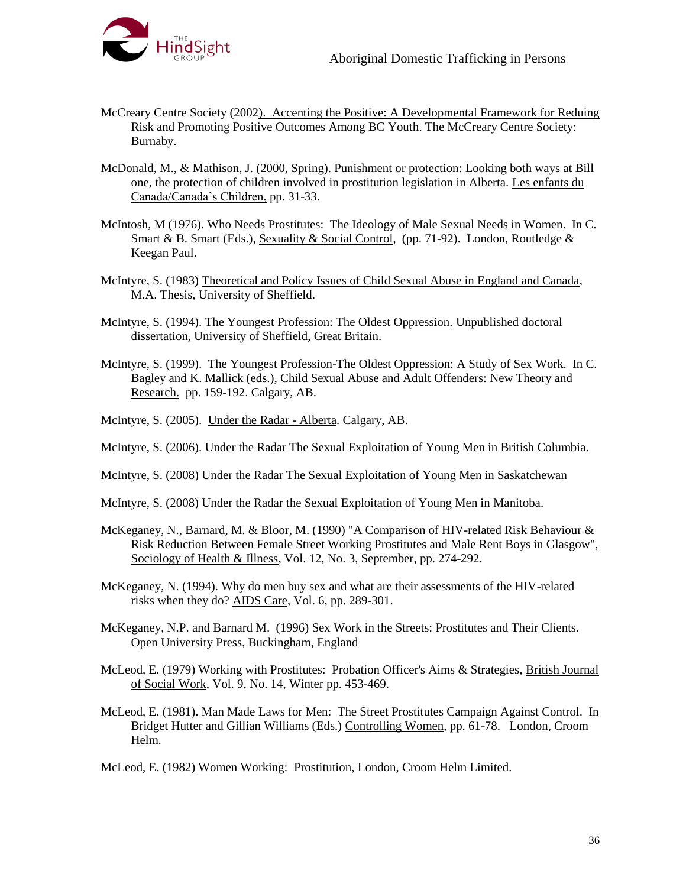McCreary Centre Society (2002). Accenting the Positive: A Developmental Framework for Reduing Risk and Promoting Positive Outcomes Among BC Youth. The McCreary Centre Society: Burnaby.

McDonald, M., & Mathison, J. (2000, Spring). Punishment or protection: Looking both ways at Bill one, the protection of children involved in prostitution legislation in Alberta. Les enfants du Canada/Canada's Children, pp. 31-33.

McIntosh, M (1976). Who Needs Prostitutes: The Ideology of Male Sexual Needs in Women. In C. Smart & B. Smart (Eds.), Sexuality & Social Control, (pp. 71-92). London, Routledge & Keegan Paul.

McIntyre, S. (1983) Theoretical and Policy Issues of Child Sexual Abuse in England and Canada, M.A. Thesis, University of Sheffield.

McIntyre, S. (1994). The Youngest Profession: The Oldest Oppression. Unpublished doctoral dissertation, University of Sheffield, Great Britain.

McIntyre, S. (1999). The Youngest Profession-The Oldest Oppression: A Study of Sex Work. In C. Bagley and K. Mallick (eds.), Child Sexual Abuse and Adult Offenders: New Theory and Research. pp. 159-192. Calgary, AB.

McIntyre, S. (2005). Under the Radar - Alberta. Calgary, AB.

McIntyre, S. (2006). Under the Radar The Sexual Exploitation of Young Men in British Columbia.

McIntyre, S. (2008) Under the Radar The Sexual Exploitation of Young Men in Saskatchewan

McIntyre, S. (2008) Under the Radar the Sexual Exploitation of Young Men in Manitoba.

McKeganey, N., Barnard, M. & Bloor, M. (1990) "A Comparison of HIV-related Risk Behaviour & Risk Reduction Between Female Street Working Prostitutes and Male Rent Boys in Glasgow", Sociology of Health & Illness, Vol. 12, No. 3, September, pp. 274-292.

McKeganey, N. (1994). Why do men buy sex and what are their assessments of the HIV-related risks when they do? AIDS Care, Vol. 6, pp. 289-301.

McKeganey, N.P. and Barnard M. (1996) Sex Work in the Streets: Prostitutes and Their Clients. Open University Press, Buckingham, England

McLeod, E. (1979) Working with Prostitutes: Probation Officer's Aims & Strategies, British Journal of Social Work, Vol. 9, No. 14, Winter pp. 453-469.

McLeod, E. (1981). Man Made Laws for Men: The Street Prostitutes Campaign Against Control. In Bridget Hutter and Gillian Williams (Eds.) Controlling Women, pp. 61-78. London, Croom Helm.

McLeod, E. (1982) Women Working: Prostitution, London, Croom Helm Limited.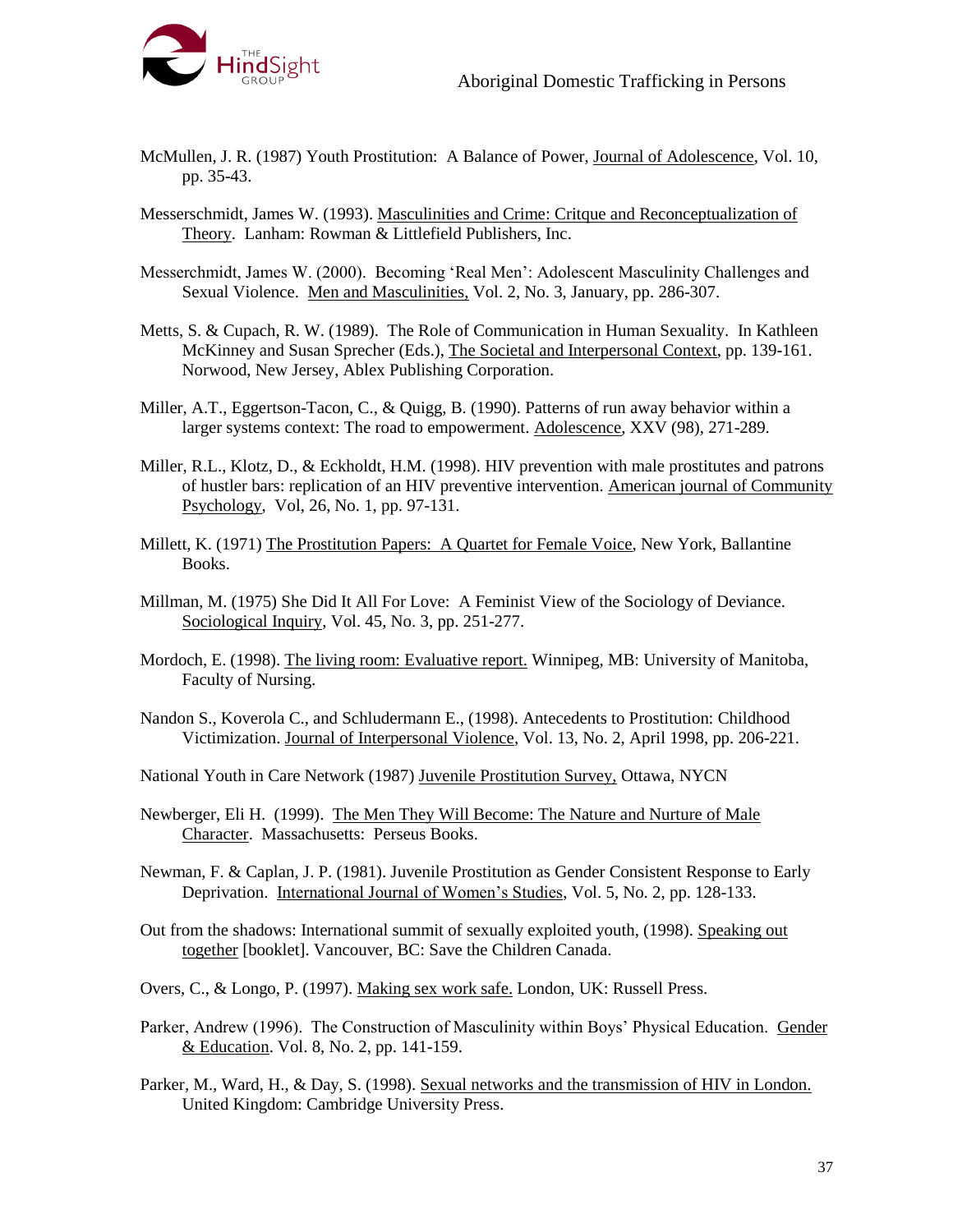McMullen, J. R. (1987) Youth Prostitution: A Balance of Power, Journal of Adolescence, Vol. 10, pp. 35-43.

Messerschmidt, James W. (1993). Masculinities and Crime: Critque and Reconceptualization of Theory. Lanham: Rowman & Littlefield Publishers, Inc.

Messerchmidt, James W. (2000). Becoming 'Real Men': Adolescent Masculinity Challenges and Sexual Violence. Men and Masculinities, Vol. 2, No. 3, January, pp. 286-307.

Metts, S. & Cupach, R. W. (1989). The Role of Communication in Human Sexuality. In Kathleen McKinney and Susan Sprecher (Eds.), The Societal and Interpersonal Context, pp. 139-161. Norwood, New Jersey, Ablex Publishing Corporation.

Miller, A.T., Eggertson-Tacon, C., & Quigg, B. (1990). Patterns of run away behavior within a larger systems context: The road to empowerment. Adolescence, XXV (98), 271-289.

Miller, R.L., Klotz, D., & Eckholdt, H.M. (1998). HIV prevention with male prostitutes and patrons of hustler bars: replication of an HIV preventive intervention. American journal of Community Psychology, Vol, 26, No. 1, pp. 97-131.

Millett, K. (1971) The Prostitution Papers: A Quartet for Female Voice, New York, Ballantine Books.

Millman, M. (1975) She Did It All For Love: A Feminist View of the Sociology of Deviance. Sociological Inquiry, Vol. 45, No. 3, pp. 251-277.

Mordoch, E. (1998). The living room: Evaluative report. Winnipeg, MB: University of Manitoba, Faculty of Nursing.

Nandon S., Koverola C., and Schludermann E., (1998). Antecedents to Prostitution: Childhood Victimization. Journal of Interpersonal Violence, Vol. 13, No. 2, April 1998, pp. 206-221.

National Youth in Care Network (1987) Juvenile Prostitution Survey, Ottawa, NYCN

Newberger, Eli H. (1999). The Men They Will Become: The Nature and Nurture of Male Character. Massachusetts: Perseus Books.

Newman, F. & Caplan, J. P. (1981). Juvenile Prostitution as Gender Consistent Response to Early Deprivation. International Journal of Women's Studies, Vol. 5, No. 2, pp. 128-133.

Out from the shadows: International summit of sexually exploited youth, (1998). Speaking out together [booklet]. Vancouver, BC: Save the Children Canada.

Overs, C., & Longo, P. (1997). Making sex work safe. London, UK: Russell Press.

Parker, Andrew (1996). The Construction of Masculinity within Boys' Physical Education. Gender & Education. Vol. 8, No. 2, pp. 141-159.

Parker, M., Ward, H., & Day, S. (1998). Sexual networks and the transmission of HIV in London. United Kingdom: Cambridge University Press.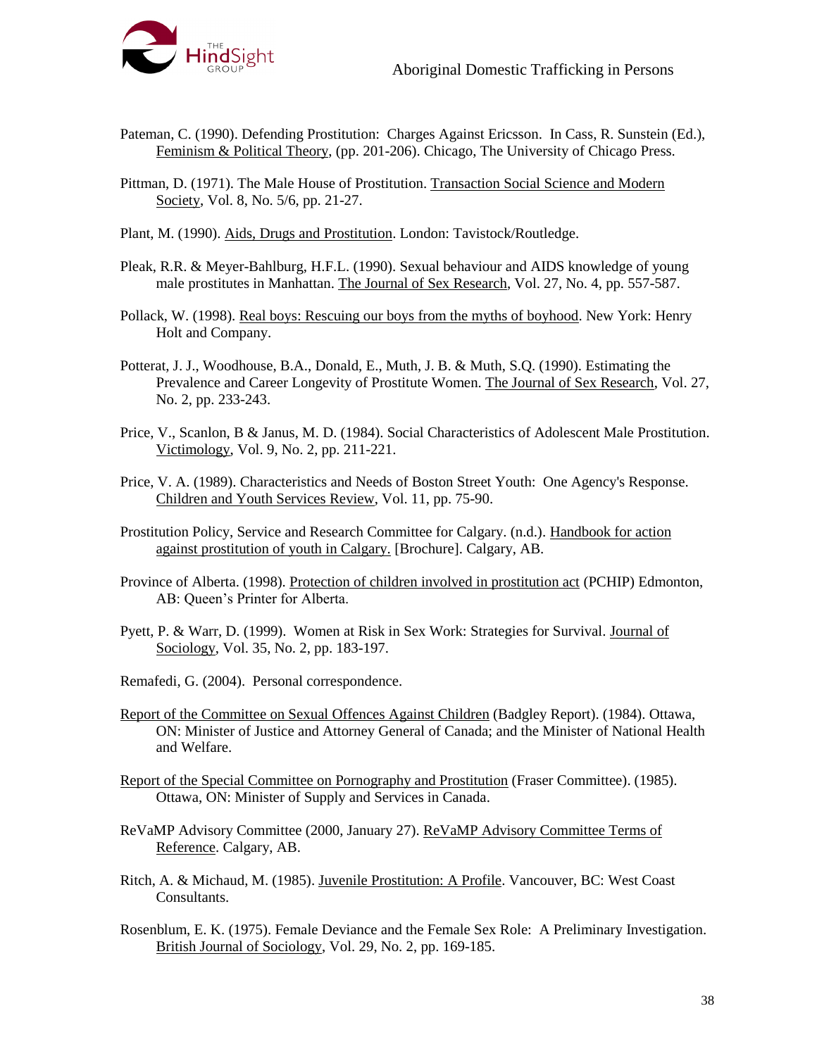Pateman, C. (1990). Defending Prostitution: Charges Against Ericsson. In Cass, R. Sunstein (Ed.), Feminism & Political Theory, (pp. 201-206). Chicago, The University of Chicago Press.

Pittman, D. (1971). The Male House of Prostitution. Transaction Social Science and Modern Society, Vol. 8, No. 5/6, pp. 21-27.

Plant, M. (1990). Aids, Drugs and Prostitution. London: Tavistock/Routledge.

Pleak, R.R. & Meyer-Bahlburg, H.F.L. (1990). Sexual behaviour and AIDS knowledge of young male prostitutes in Manhattan. The Journal of Sex Research, Vol. 27, No. 4, pp. 557-587.

Pollack, W. (1998). Real boys: Rescuing our boys from the myths of boyhood. New York: Henry Holt and Company.

Potterat, J. J., Woodhouse, B.A., Donald, E., Muth, J. B. & Muth, S.Q. (1990). Estimating the Prevalence and Career Longevity of Prostitute Women. The Journal of Sex Research, Vol. 27, No. 2, pp. 233-243.

Price, V., Scanlon, B & Janus, M. D. (1984). Social Characteristics of Adolescent Male Prostitution. Victimology, Vol. 9, No. 2, pp. 211-221.

Price, V. A. (1989). Characteristics and Needs of Boston Street Youth: One Agency's Response. Children and Youth Services Review, Vol. 11, pp. 75-90.

Prostitution Policy, Service and Research Committee for Calgary. (n.d.). Handbook for action against prostitution of youth in Calgary. [Brochure]. Calgary, AB.

Province of Alberta. (1998). Protection of children involved in prostitution act (PCHIP) Edmonton, AB: Queen's Printer for Alberta.

Pyett, P. & Warr, D. (1999). Women at Risk in Sex Work: Strategies for Survival. Journal of Sociology, Vol. 35, No. 2, pp. 183-197.

Remafedi, G. (2004). Personal correspondence.

Report of the Committee on Sexual Offences Against Children (Badgley Report). (1984). Ottawa, ON: Minister of Justice and Attorney General of Canada; and the Minister of National Health and Welfare.

Report of the Special Committee on Pornography and Prostitution (Fraser Committee). (1985). Ottawa, ON: Minister of Supply and Services in Canada.

ReVaMP Advisory Committee (2000, January 27). ReVaMP Advisory Committee Terms of Reference. Calgary, AB.

Ritch, A. & Michaud, M. (1985). Juvenile Prostitution: A Profile. Vancouver, BC: West Coast Consultants.

Rosenblum, E. K. (1975). Female Deviance and the Female Sex Role: A Preliminary Investigation. British Journal of Sociology, Vol. 29, No. 2, pp. 169-185.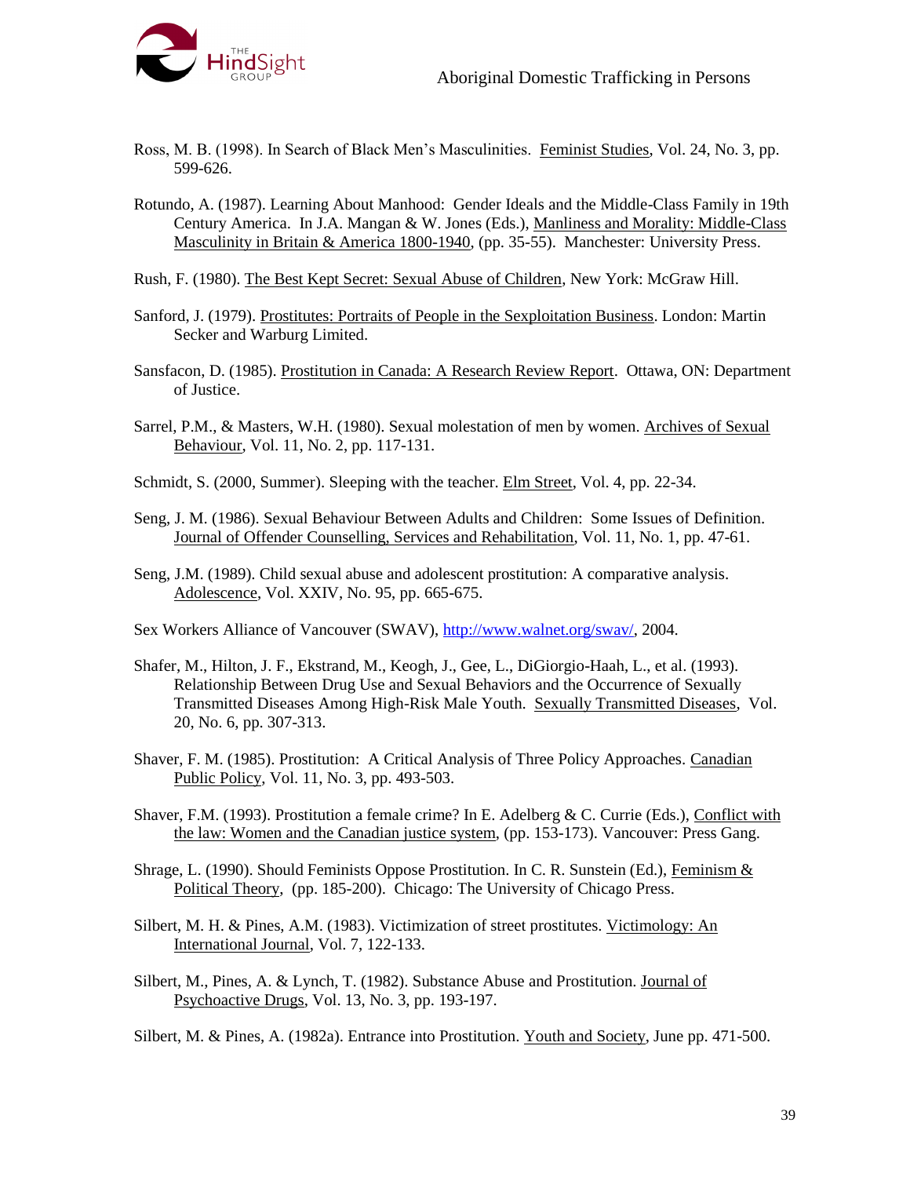Ross, M. B. (1998). In Search of Black Men's Masculinities. Feminist Studies, Vol. 24, No. 3, pp. 599-626.

Rotundo, A. (1987). Learning About Manhood: Gender Ideals and the Middle-Class Family in 19th Century America. In J.A. Mangan & W. Jones (Eds.), Manliness and Morality: Middle-Class Masculinity in Britain & America 1800-1940, (pp. 35-55). Manchester: University Press.

Rush, F. (1980). The Best Kept Secret: Sexual Abuse of Children, New York: McGraw Hill.

Sanford, J. (1979). Prostitutes: Portraits of People in the Sexploitation Business. London: Martin Secker and Warburg Limited.

Sansfacon, D. (1985). Prostitution in Canada: A Research Review Report. Ottawa, ON: Department of Justice.

Sarrel, P.M., & Masters, W.H. (1980). Sexual molestation of men by women. Archives of Sexual Behaviour, Vol. 11, No. 2, pp. 117-131.

Schmidt, S. (2000, Summer). Sleeping with the teacher. Elm Street, Vol. 4, pp. 22-34.

Seng, J. M. (1986). Sexual Behaviour Between Adults and Children: Some Issues of Definition. Journal of Offender Counselling, Services and Rehabilitation, Vol. 11, No. 1, pp. 47-61.

Seng, J.M. (1989). Child sexual abuse and adolescent prostitution: A comparative analysis. Adolescence, Vol. XXIV, No. 95, pp. 665-675.

Sex Workers Alliance of Vancouver (SWAV), http://www.walnet.org/swav/, 2004.

Shafer, M., Hilton, J. F., Ekstrand, M., Keogh, J., Gee, L., DiGiorgio-Haah, L., et al. (1993). Relationship Between Drug Use and Sexual Behaviors and the Occurrence of Sexually Transmitted Diseases Among High-Risk Male Youth. Sexually Transmitted Diseases, Vol. 20, No. 6, pp. 307-313.

Shaver, F. M. (1985). Prostitution: A Critical Analysis of Three Policy Approaches. Canadian Public Policy, Vol. 11, No. 3, pp. 493-503.

Shaver, F.M. (1993). Prostitution a female crime? In E. Adelberg & C. Currie (Eds.), Conflict with the law: Women and the Canadian justice system, (pp. 153-173). Vancouver: Press Gang.

Shrage, L. (1990). Should Feminists Oppose Prostitution. In C. R. Sunstein (Ed.), Feminism & Political Theory, (pp. 185-200). Chicago: The University of Chicago Press.

Silbert, M. H. & Pines, A.M. (1983). Victimization of street prostitutes. Victimology: An International Journal, Vol. 7, 122-133.

Silbert, M., Pines, A. & Lynch, T. (1982). Substance Abuse and Prostitution. Journal of Psychoactive Drugs, Vol. 13, No. 3, pp. 193-197.

Silbert, M. & Pines, A. (1982a). Entrance into Prostitution. Youth and Society, June pp. 471-500.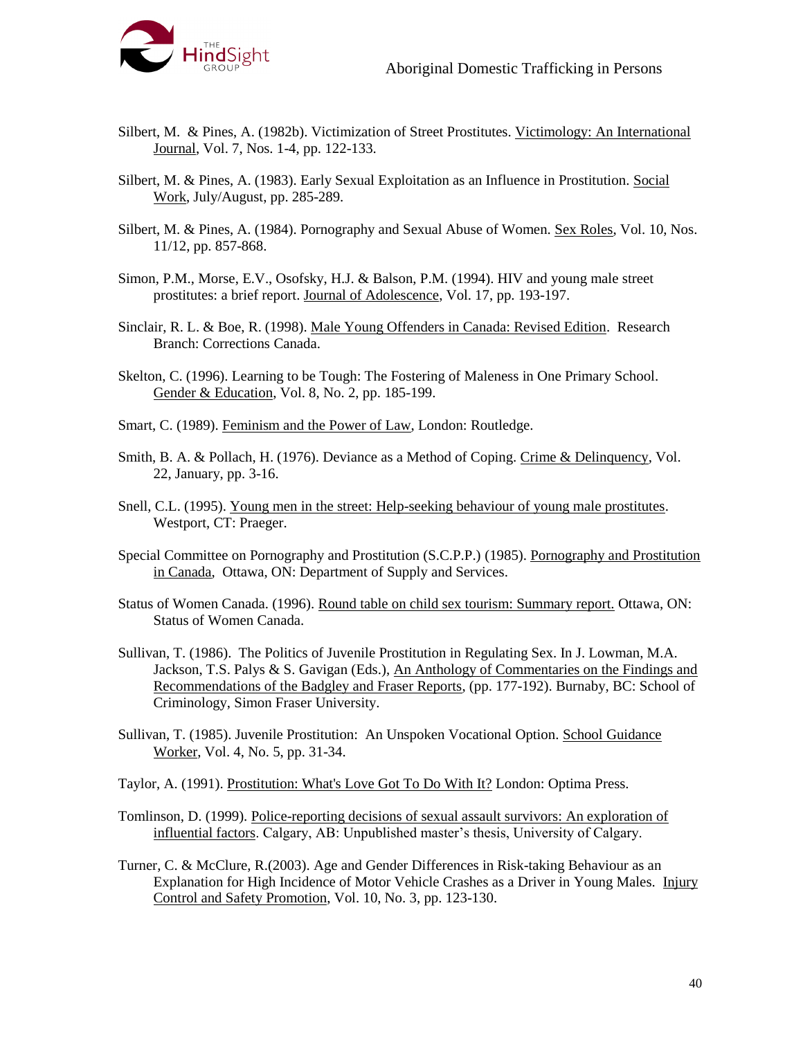Silbert, M. & Pines, A. (1982b). Victimization of Street Prostitutes. Victimology: An International Journal, Vol. 7, Nos. 1-4, pp. 122-133.

Silbert, M. & Pines, A. (1983). Early Sexual Exploitation as an Influence in Prostitution. Social Work, July/August, pp. 285-289.

Silbert, M. & Pines, A. (1984). Pornography and Sexual Abuse of Women. Sex Roles, Vol. 10, Nos. 11/12, pp. 857-868.

Simon, P.M., Morse, E.V., Osofsky, H.J. & Balson, P.M. (1994). HIV and young male street prostitutes: a brief report. Journal of Adolescence, Vol. 17, pp. 193-197.

Sinclair, R. L. & Boe, R. (1998). Male Young Offenders in Canada: Revised Edition. Research Branch: Corrections Canada.

Skelton, C. (1996). Learning to be Tough: The Fostering of Maleness in One Primary School. Gender & Education, Vol. 8, No. 2, pp. 185-199.

Smart, C. (1989). Feminism and the Power of Law, London: Routledge.

Smith, B. A. & Pollach, H. (1976). Deviance as a Method of Coping. Crime & Delinquency, Vol. 22, January, pp. 3-16.

Snell, C.L. (1995). Young men in the street: Help-seeking behaviour of young male prostitutes. Westport, CT: Praeger.

Special Committee on Pornography and Prostitution (S.C.P.P.) (1985). Pornography and Prostitution in Canada, Ottawa, ON: Department of Supply and Services.

Status of Women Canada. (1996). Round table on child sex tourism: Summary report. Ottawa, ON: Status of Women Canada.

Sullivan, T. (1986). The Politics of Juvenile Prostitution in Regulating Sex. In J. Lowman, M.A. Jackson, T.S. Palys & S. Gavigan (Eds.), An Anthology of Commentaries on the Findings and Recommendations of the Badgley and Fraser Reports, (pp. 177-192). Burnaby, BC: School of Criminology, Simon Fraser University.

Sullivan, T. (1985). Juvenile Prostitution: An Unspoken Vocational Option. School Guidance Worker, Vol. 4, No. 5, pp. 31-34.

Taylor, A. (1991). Prostitution: What's Love Got To Do With It? London: Optima Press.

Tomlinson, D. (1999). Police-reporting decisions of sexual assault survivors: An exploration of influential factors. Calgary, AB: Unpublished master's thesis, University of Calgary.

Turner, C. & McClure, R.(2003). Age and Gender Differences in Risk-taking Behaviour as an Explanation for High Incidence of Motor Vehicle Crashes as a Driver in Young Males. Injury Control and Safety Promotion, Vol. 10, No. 3, pp. 123-130.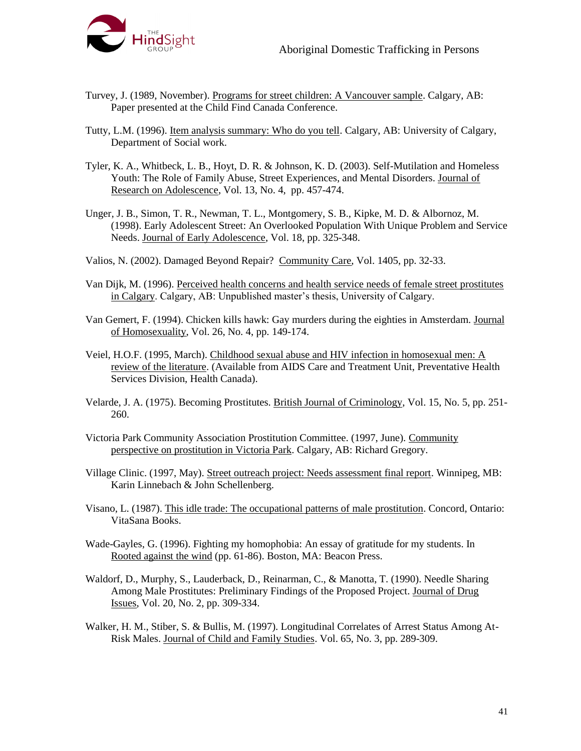Turvey, J. (1989, November). Programs for street children: A Vancouver sample. Calgary, AB: Paper presented at the Child Find Canada Conference.

Tutty, L.M. (1996). Item analysis summary: Who do you tell. Calgary, AB: University of Calgary, Department of Social work.

Tyler, K. A., Whitbeck, L. B., Hoyt, D. R. & Johnson, K. D. (2003). Self-Mutilation and Homeless Youth: The Role of Family Abuse, Street Experiences, and Mental Disorders. Journal of Research on Adolescence, Vol. 13, No. 4, pp. 457-474.

Unger, J. B., Simon, T. R., Newman, T. L., Montgomery, S. B., Kipke, M. D. & Albornoz, M. (1998). Early Adolescent Street: An Overlooked Population With Unique Problem and Service Needs. Journal of Early Adolescence, Vol. 18, pp. 325-348.

Valios, N. (2002). Damaged Beyond Repair? Community Care, Vol. 1405, pp. 32-33.

Van Dijk, M. (1996). Perceived health concerns and health service needs of female street prostitutes in Calgary. Calgary, AB: Unpublished master's thesis, University of Calgary.

Van Gemert, F. (1994). Chicken kills hawk: Gay murders during the eighties in Amsterdam. Journal of Homosexuality, Vol. 26, No. 4, pp. 149-174.

Veiel, H.O.F. (1995, March). Childhood sexual abuse and HIV infection in homosexual men: A review of the literature. (Available from AIDS Care and Treatment Unit, Preventative Health Services Division, Health Canada).

Velarde, J. A. (1975). Becoming Prostitutes. British Journal of Criminology, Vol. 15, No. 5, pp. 251-260.

Victoria Park Community Association Prostitution Committee. (1997, June). Community perspective on prostitution in Victoria Park. Calgary, AB: Richard Gregory.

Village Clinic. (1997, May). Street outreach project: Needs assessment final report. Winnipeg, MB: Karin Linnebach & John Schellenberg.

Visano, L. (1987). This idle trade: The occupational patterns of male prostitution. Concord, Ontario: VitaSana Books.

Wade-Gayles, G. (1996). Fighting my homophobia: An essay of gratitude for my students. In Rooted against the wind (pp. 61-86). Boston, MA: Beacon Press.

Waldorf, D., Murphy, S., Lauderback, D., Reinarman, C., & Manotta, T. (1990). Needle Sharing Among Male Prostitutes: Preliminary Findings of the Proposed Project. Journal of Drug Issues, Vol. 20, No. 2, pp. 309-334.

Walker, H. M., Stiber, S. & Bullis, M. (1997). Longitudinal Correlates of Arrest Status Among At-Risk Males. Journal of Child and Family Studies. Vol. 65, No. 3, pp. 289-309.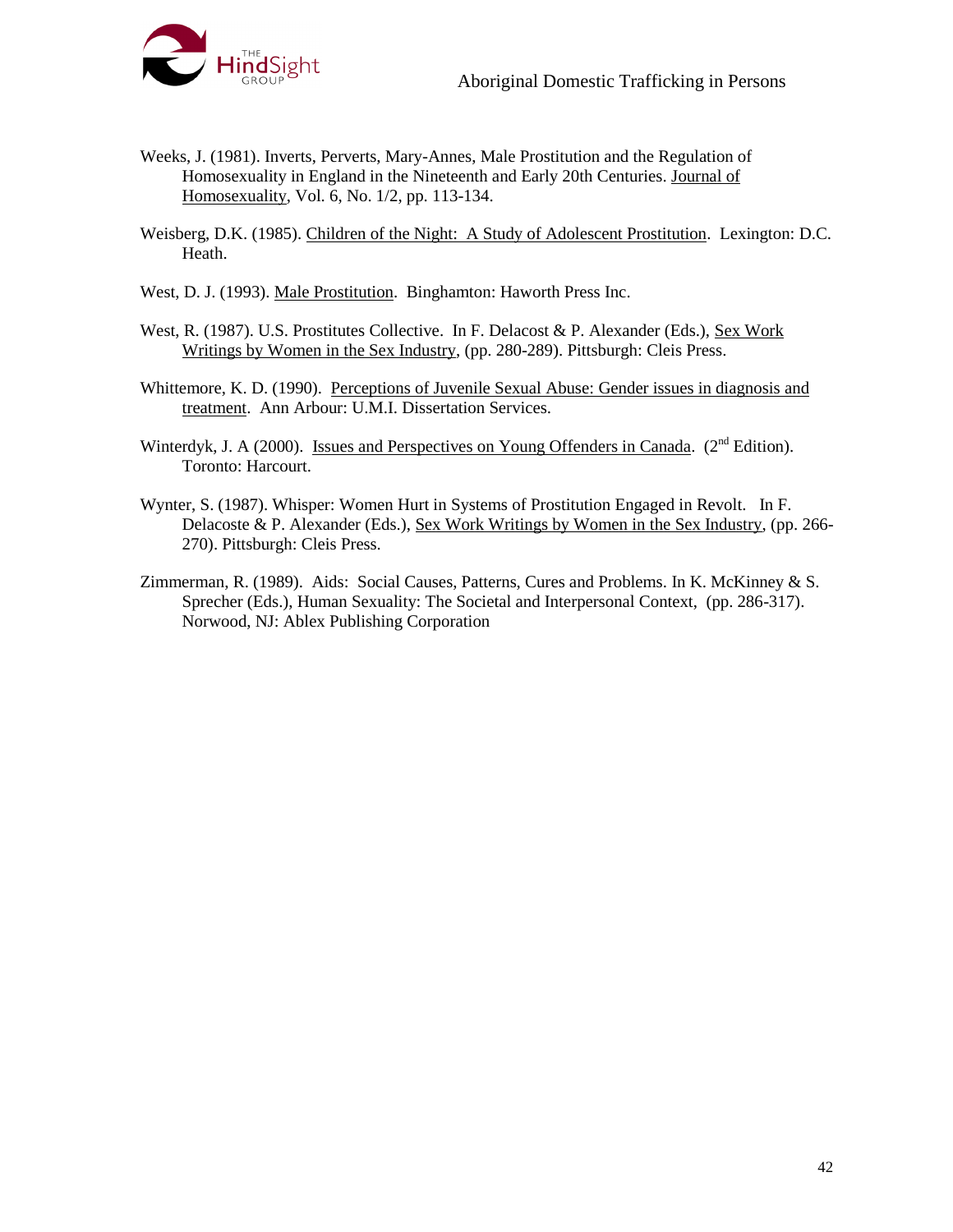Weeks, J. (1981). Inverts, Perverts, Mary-Annes, Male Prostitution and the Regulation of Homosexuality in England in the Nineteenth and Early 20th Centuries. Journal of Homosexuality, Vol. 6, No. 1/2, pp. 113-134.

Weisberg, D.K. (1985). Children of the Night: A Study of Adolescent Prostitution. Lexington: D.C. Heath.

West, D. J. (1993). Male Prostitution. Binghamton: Haworth Press Inc.

West, R. (1987). U.S. Prostitutes Collective. In F. Delacost & P. Alexander (Eds.), Sex Work Writings by Women in the Sex Industry, (pp. 280-289). Pittsburgh: Cleis Press.

Whittemore, K. D. (1990). Perceptions of Juvenile Sexual Abuse: Gender issues in diagnosis and treatment. Ann Arbour: U.M.I. Dissertation Services.

Winterdyk, J. A (2000). Issues and Perspectives on Young Offenders in Canada. (2nd Edition). Toronto: Harcourt.

Wynter, S. (1987). Whisper: Women Hurt in Systems of Prostitution Engaged in Revolt. In F. Delacoste & P. Alexander (Eds.), Sex Work Writings by Women in the Sex Industry, (pp. 266-270). Pittsburgh: Cleis Press.

Zimmerman, R. (1989). Aids: Social Causes, Patterns, Cures and Problems. In K. McKinney & S. Sprecher (Eds.), Human Sexuality: The Societal and Interpersonal Context, (pp. 286-317). Norwood, NJ: Ablex Publishing Corporation